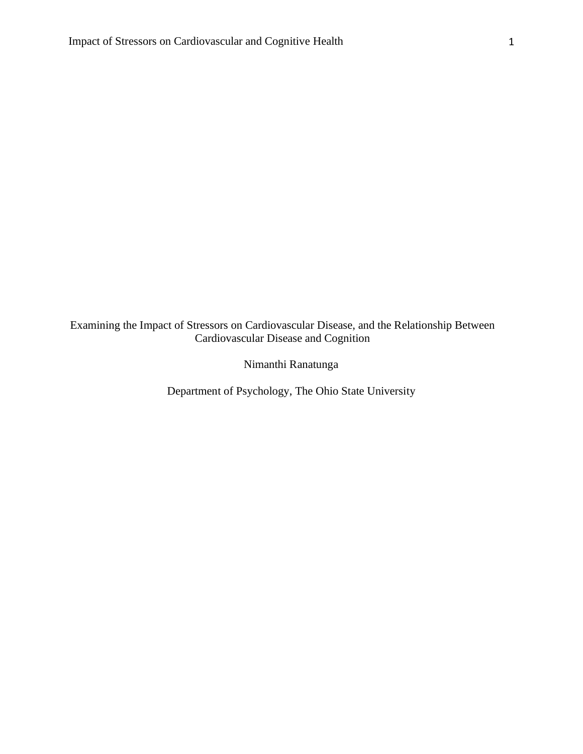# Examining the Impact of Stressors on Cardiovascular Disease, and the Relationship Between Cardiovascular Disease and Cognition

Nimanthi Ranatunga

Department of Psychology, The Ohio State University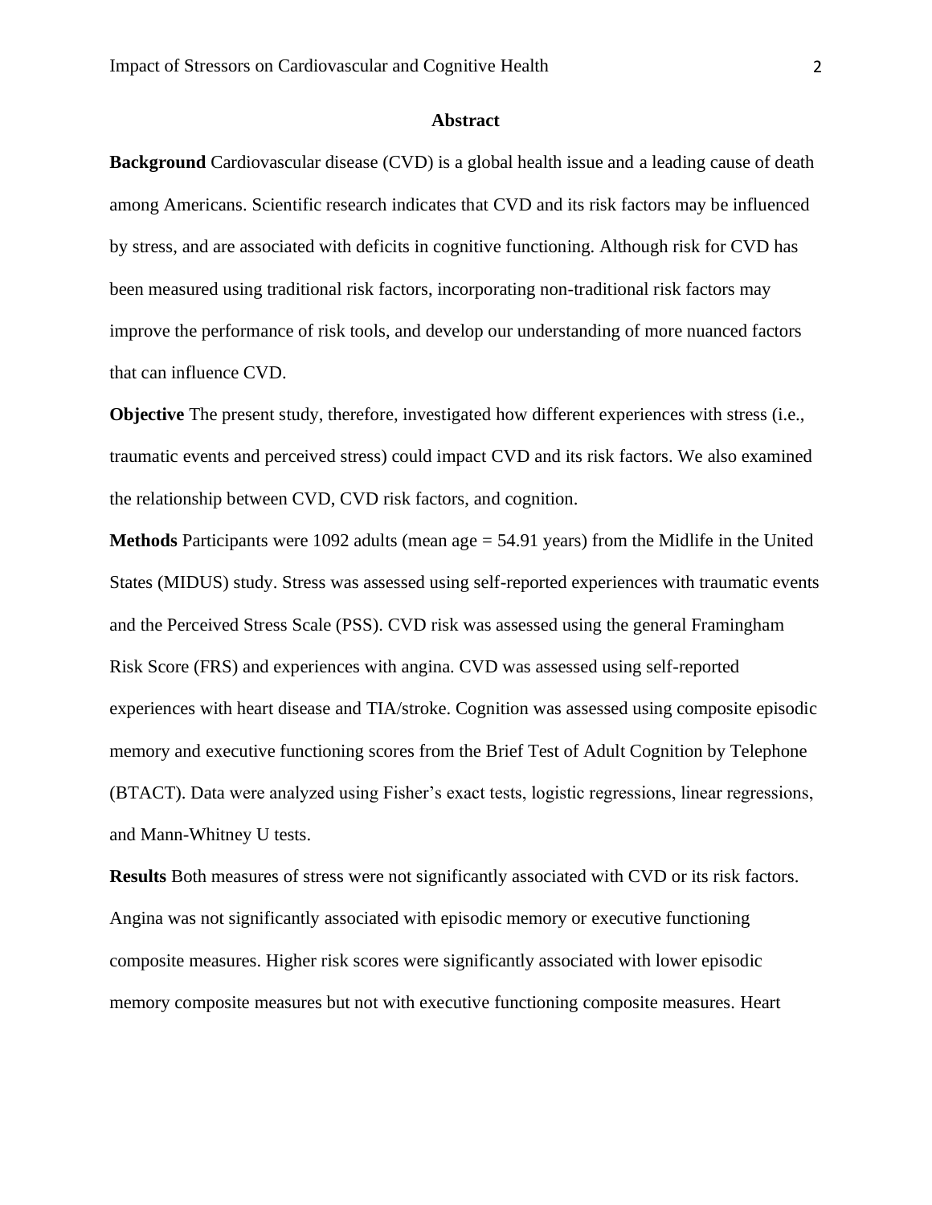## Abstract

**Background** Cardiovascular disease (CVD) is a global health issue and a leading cause of death among Americans. Scientific research indicates that CVD and its risk factors may be influenced by stress, and are associated with deficits in cognitive functioning. Although risk for CVD has been measured using traditional risk factors, incorporating non-traditional risk factors may improve the performance of risk tools, and develop our understanding of more nuanced factors that can influence CVD.

**Objective** The present study, therefore, investigated how different experiences with stress (i.e., traumatic events and perceived stress) could impact CVD and its risk factors. We also examined the relationship between CVD, CVD risk factors, and cognition.

**Methods** Participants were 1092 adults (mean age = 54.91 years) from the Midlife in the United States (MIDUS) study. Stress was assessed using self-reported experiences with traumatic events and the Perceived Stress Scale (PSS). CVD risk was assessed using the general Framingham Risk Score (FRS) and experiences with angina. CVD was assessed using self-reported experiences with heart disease and TIA/stroke. Cognition was assessed using composite episodic memory and executive functioning scores from the Brief Test of Adult Cognition by Telephone (BTACT). Data were analyzed using Fisher's exact tests, logistic regressions, linear regressions, and Mann-Whitney U tests.

**Results** Both measures of stress were not significantly associated with CVD or its risk factors. Angina was not significantly associated with episodic memory or executive functioning composite measures. Higher risk scores were significantly associated with lower episodic memory composite measures but not with executive functioning composite measures. Heart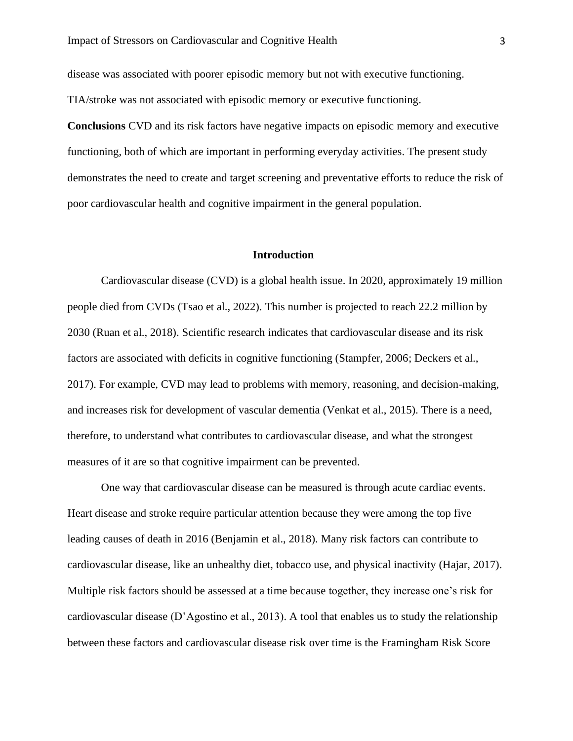disease was associated with poorer episodic memory but not with executive functioning. TIA/stroke was not associated with episodic memory or executive functioning.

**Conclusions** CVD and its risk factors have negative impacts on episodic memory and executive functioning, both of which are important in performing everyday activities. The present study demonstrates the need to create and target screening and preventative efforts to reduce the risk of poor cardiovascular health and cognitive impairment in the general population.

## Introduction

Cardiovascular disease (CVD) is a global health issue. In 2020, approximately 19 million people died from CVDs (Tsao et al., 2022). This number is projected to reach 22.2 million by 2030 (Ruan et al., 2018). Scientific research indicates that cardiovascular disease and its risk factors are associated with deficits in cognitive functioning (Stampfer, 2006; Deckers et al., 2017). For example, CVD may lead to problems with memory, reasoning, and decision-making, and increases risk for development of vascular dementia (Venkat et al., 2015). There is a need, therefore, to understand what contributes to cardiovascular disease, and what the strongest measures of it are so that cognitive impairment can be prevented.

One way that cardiovascular disease can be measured is through acute cardiac events. Heart disease and stroke require particular attention because they were among the top five leading causes of death in 2016 (Benjamin et al., 2018). Many risk factors can contribute to cardiovascular disease, like an unhealthy diet, tobacco use, and physical inactivity (Hajar, 2017). Multiple risk factors should be assessed at a time because together, they increase one's risk for cardiovascular disease (D'Agostino et al., 2013). A tool that enables us to study the relationship between these factors and cardiovascular disease risk over time is the Framingham Risk Score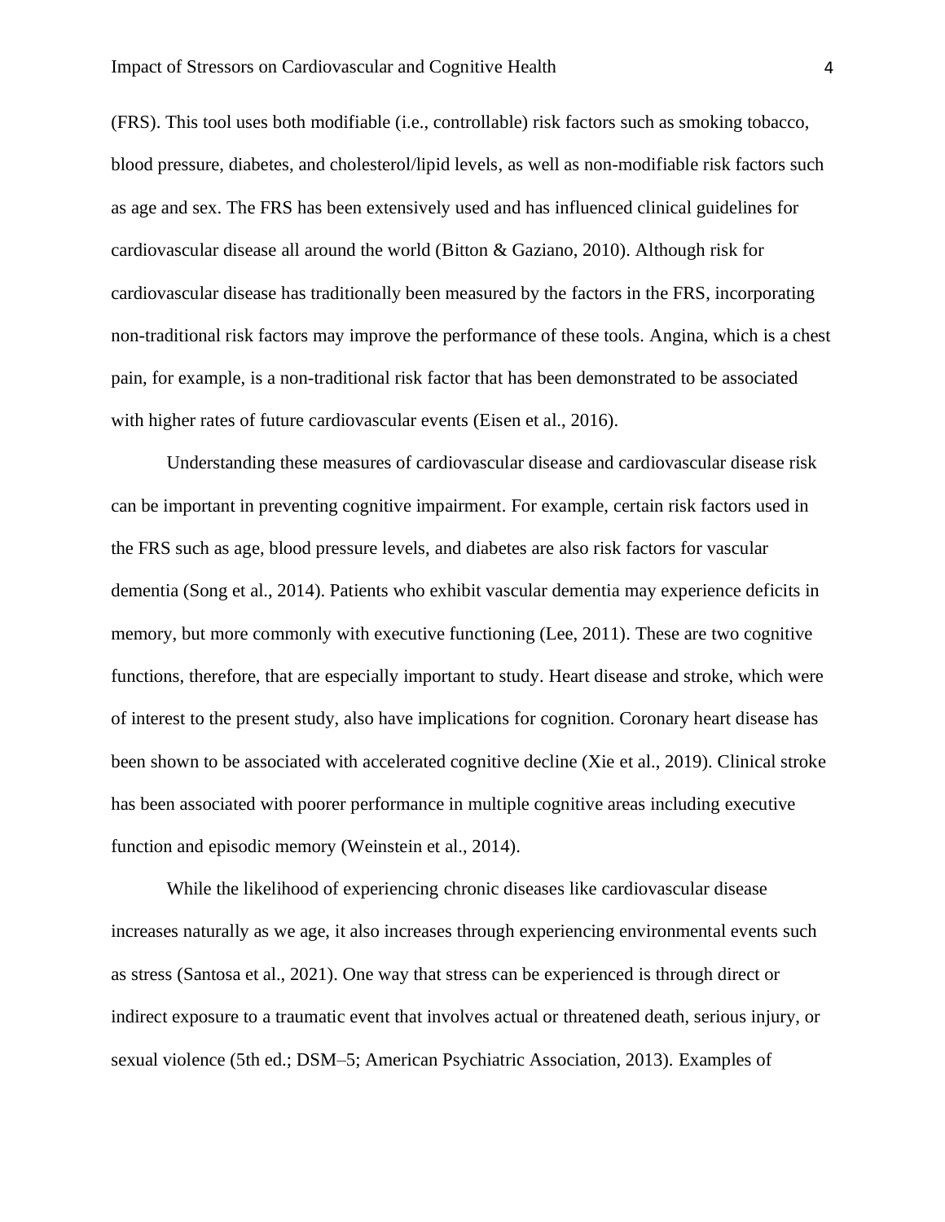(FRS). This tool uses both modifiable (i.e., controllable) risk factors such as smoking tobacco, blood pressure, diabetes, and cholesterol/lipid levels, as well as non-modifiable risk factors such as age and sex. The FRS has been extensively used and has influenced clinical guidelines for cardiovascular disease all around the world (Bitton & Gaziano, 2010). Although risk for cardiovascular disease has traditionally been measured by the factors in the FRS, incorporating non-traditional risk factors may improve the performance of these tools. Angina, which is a chest pain, for example, is a non-traditional risk factor that has been demonstrated to be associated with higher rates of future cardiovascular events (Eisen et al., 2016).

Understanding these measures of cardiovascular disease and cardiovascular disease risk can be important in preventing cognitive impairment. For example, certain risk factors used in the FRS such as age, blood pressure levels, and diabetes are also risk factors for vascular dementia (Song et al., 2014). Patients who exhibit vascular dementia may experience deficits in memory, but more commonly with executive functioning (Lee, 2011). These are two cognitive functions, therefore, that are especially important to study. Heart disease and stroke, which were of interest to the present study, also have implications for cognition. Coronary heart disease has been shown to be associated with accelerated cognitive decline (Xie et al., 2019). Clinical stroke has been associated with poorer performance in multiple cognitive areas including executive function and episodic memory (Weinstein et al., 2014).

While the likelihood of experiencing chronic diseases like cardiovascular disease increases naturally as we age, it also increases through experiencing environmental events such as stress (Santosa et al., 2021). One way that stress can be experienced is through direct or indirect exposure to a traumatic event that involves actual or threatened death, serious injury, or sexual violence (5th ed.; DSM–5; American Psychiatric Association, 2013). Examples of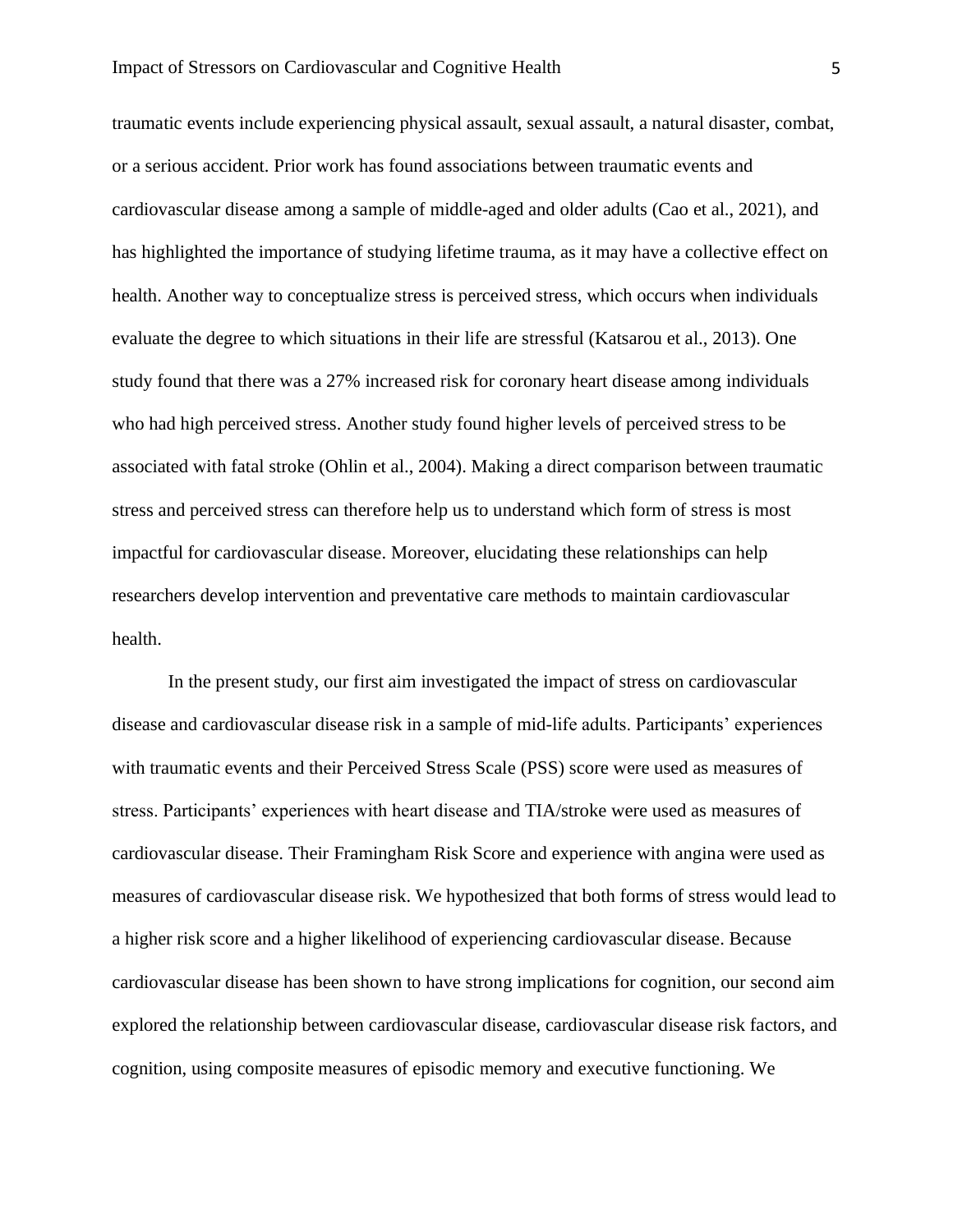traumatic events include experiencing physical assault, sexual assault, a natural disaster, combat, or a serious accident. Prior work has found associations between traumatic events and cardiovascular disease among a sample of middle-aged and older adults (Cao et al., 2021), and has highlighted the importance of studying lifetime trauma, as it may have a collective effect on health. Another way to conceptualize stress is perceived stress, which occurs when individuals evaluate the degree to which situations in their life are stressful (Katsarou et al., 2013). One study found that there was a 27% increased risk for coronary heart disease among individuals who had high perceived stress. Another study found higher levels of perceived stress to be associated with fatal stroke (Ohlin et al., 2004). Making a direct comparison between traumatic stress and perceived stress can therefore help us to understand which form of stress is most impactful for cardiovascular disease. Moreover, elucidating these relationships can help researchers develop intervention and preventative care methods to maintain cardiovascular health.

In the present study, our first aim investigated the impact of stress on cardiovascular disease and cardiovascular disease risk in a sample of mid-life adults. Participants' experiences with traumatic events and their Perceived Stress Scale (PSS) score were used as measures of stress. Participants' experiences with heart disease and TIA/stroke were used as measures of cardiovascular disease. Their Framingham Risk Score and experience with angina were used as measures of cardiovascular disease risk. We hypothesized that both forms of stress would lead to a higher risk score and a higher likelihood of experiencing cardiovascular disease. Because cardiovascular disease has been shown to have strong implications for cognition, our second aim explored the relationship between cardiovascular disease, cardiovascular disease risk factors, and cognition, using composite measures of episodic memory and executive functioning. We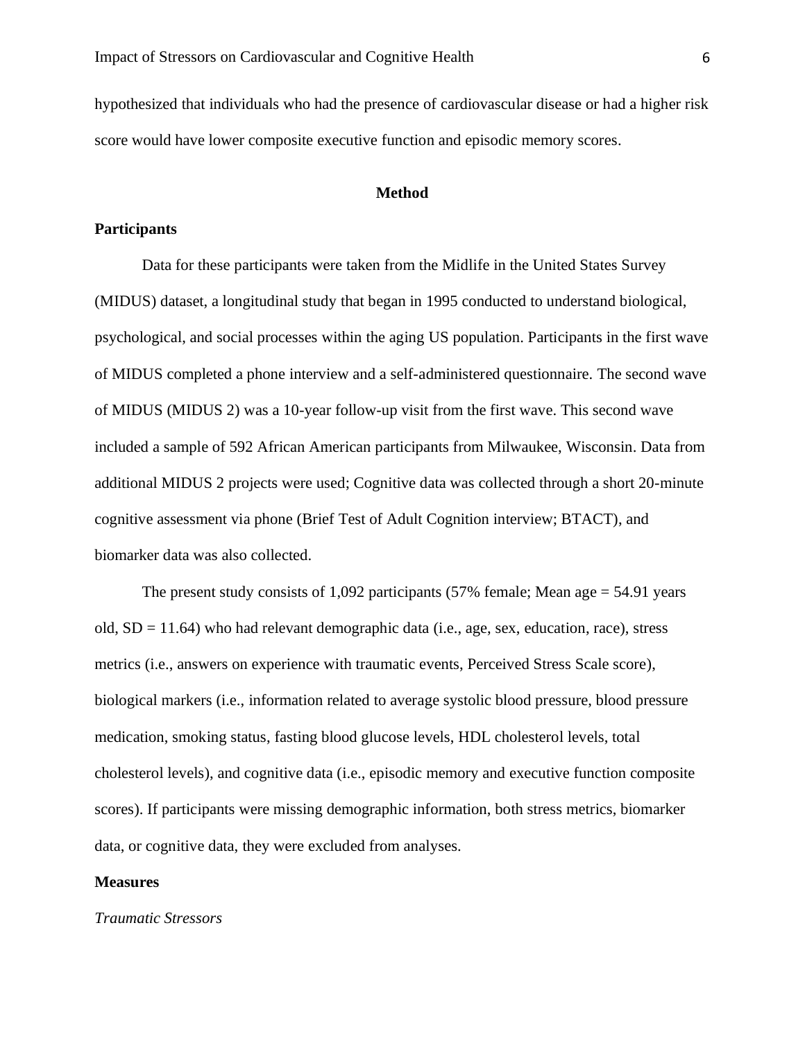hypothesized that individuals who had the presence of cardiovascular disease or had a higher risk score would have lower composite executive function and episodic memory scores.

## Method

### Participants

Data for these participants were taken from the Midlife in the United States Survey (MIDUS) dataset, a longitudinal study that began in 1995 conducted to understand biological, psychological, and social processes within the aging US population. Participants in the first wave of MIDUS completed a phone interview and a self-administered questionnaire. The second wave of MIDUS (MIDUS 2) was a 10-year follow-up visit from the first wave. This second wave included a sample of 592 African American participants from Milwaukee, Wisconsin. Data from additional MIDUS 2 projects were used; Cognitive data was collected through a short 20-minute cognitive assessment via phone (Brief Test of Adult Cognition interview; BTACT), and biomarker data was also collected.

The present study consists of 1,092 participants (57% female; Mean age = 54.91 years old, SD = 11.64) who had relevant demographic data (i.e., age, sex, education, race), stress metrics (i.e., answers on experience with traumatic events, Perceived Stress Scale score), biological markers (i.e., information related to average systolic blood pressure, blood pressure medication, smoking status, fasting blood glucose levels, HDL cholesterol levels, total cholesterol levels), and cognitive data (i.e., episodic memory and executive function composite scores). If participants were missing demographic information, both stress metrics, biomarker data, or cognitive data, they were excluded from analyses.

### Measures

*Traumatic Stressors*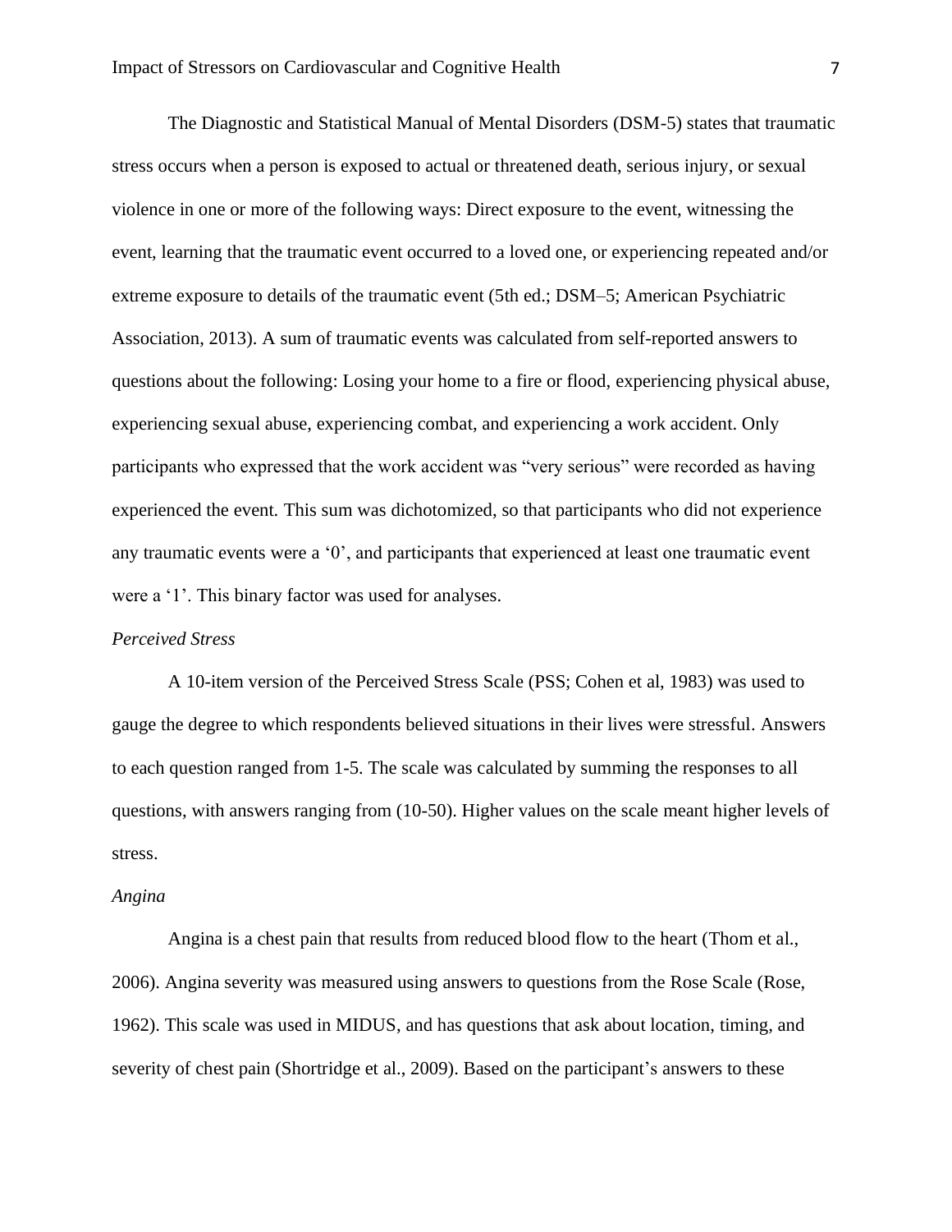The Diagnostic and Statistical Manual of Mental Disorders (DSM-5) states that traumatic stress occurs when a person is exposed to actual or threatened death, serious injury, or sexual violence in one or more of the following ways: Direct exposure to the event, witnessing the event, learning that the traumatic event occurred to a loved one, or experiencing repeated and/or extreme exposure to details of the traumatic event (5th ed.; DSM–5; American Psychiatric Association, 2013). A sum of traumatic events was calculated from self-reported answers to questions about the following: Losing your home to a fire or flood, experiencing physical abuse, experiencing sexual abuse, experiencing combat, and experiencing a work accident. Only participants who expressed that the work accident was "very serious" were recorded as having experienced the event. This sum was dichotomized, so that participants who did not experience any traumatic events were a '0', and participants that experienced at least one traumatic event were a '1'. This binary factor was used for analyses.

*Perceived Stress*

A 10-item version of the Perceived Stress Scale (PSS; Cohen et al, 1983) was used to gauge the degree to which respondents believed situations in their lives were stressful. Answers to each question ranged from 1-5. The scale was calculated by summing the responses to all questions, with answers ranging from (10-50). Higher values on the scale meant higher levels of stress.

*Angina*

Angina is a chest pain that results from reduced blood flow to the heart (Thom et al., 2006). Angina severity was measured using answers to questions from the Rose Scale (Rose, 1962). This scale was used in MIDUS, and has questions that ask about location, timing, and severity of chest pain (Shortridge et al., 2009). Based on the participant's answers to these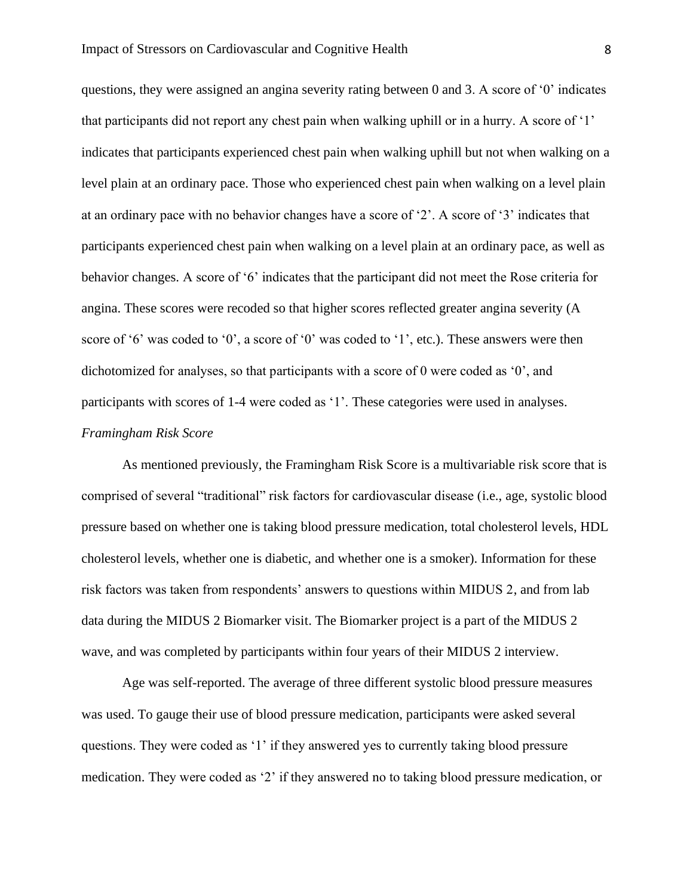questions, they were assigned an angina severity rating between 0 and 3. A score of '0' indicates that participants did not report any chest pain when walking uphill or in a hurry. A score of '1' indicates that participants experienced chest pain when walking uphill but not when walking on a level plain at an ordinary pace. Those who experienced chest pain when walking on a level plain at an ordinary pace with no behavior changes have a score of '2'. A score of '3' indicates that participants experienced chest pain when walking on a level plain at an ordinary pace, as well as behavior changes. A score of '6' indicates that the participant did not meet the Rose criteria for angina. These scores were recoded so that higher scores reflected greater angina severity (A score of '6' was coded to '0', a score of '0' was coded to '1', etc.). These answers were then dichotomized for analyses, so that participants with a score of 0 were coded as '0', and participants with scores of 1-4 were coded as '1'. These categories were used in analyses.

*Framingham Risk Score*

As mentioned previously, the Framingham Risk Score is a multivariable risk score that is comprised of several "traditional" risk factors for cardiovascular disease (i.e., age, systolic blood pressure based on whether one is taking blood pressure medication, total cholesterol levels, HDL cholesterol levels, whether one is diabetic, and whether one is a smoker). Information for these risk factors was taken from respondents' answers to questions within MIDUS 2, and from lab data during the MIDUS 2 Biomarker visit. The Biomarker project is a part of the MIDUS 2 wave, and was completed by participants within four years of their MIDUS 2 interview.

Age was self-reported. The average of three different systolic blood pressure measures was used. To gauge their use of blood pressure medication, participants were asked several questions. They were coded as '1' if they answered yes to currently taking blood pressure medication. They were coded as '2' if they answered no to taking blood pressure medication, or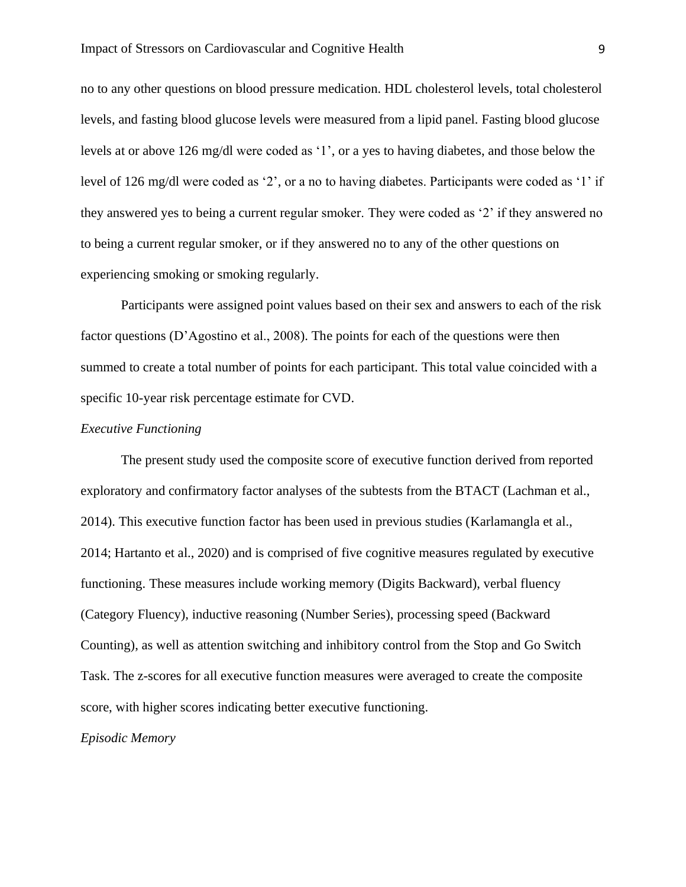no to any other questions on blood pressure medication. HDL cholesterol levels, total cholesterol levels, and fasting blood glucose levels were measured from a lipid panel. Fasting blood glucose levels at or above 126 mg/dl were coded as '1', or a yes to having diabetes, and those below the level of 126 mg/dl were coded as '2', or a no to having diabetes. Participants were coded as '1' if they answered yes to being a current regular smoker. They were coded as '2' if they answered no to being a current regular smoker, or if they answered no to any of the other questions on experiencing smoking or smoking regularly.

Participants were assigned point values based on their sex and answers to each of the risk factor questions (D'Agostino et al., 2008). The points for each of the questions were then summed to create a total number of points for each participant. This total value coincided with a specific 10-year risk percentage estimate for CVD.

*Executive Functioning*

The present study used the composite score of executive function derived from reported exploratory and confirmatory factor analyses of the subtests from the BTACT (Lachman et al., 2014). This executive function factor has been used in previous studies (Karlamangla et al., 2014; Hartanto et al., 2020) and is comprised of five cognitive measures regulated by executive functioning. These measures include working memory (Digits Backward), verbal fluency (Category Fluency), inductive reasoning (Number Series), processing speed (Backward Counting), as well as attention switching and inhibitory control from the Stop and Go Switch Task. The z-scores for all executive function measures were averaged to create the composite score, with higher scores indicating better executive functioning.

*Episodic Memory*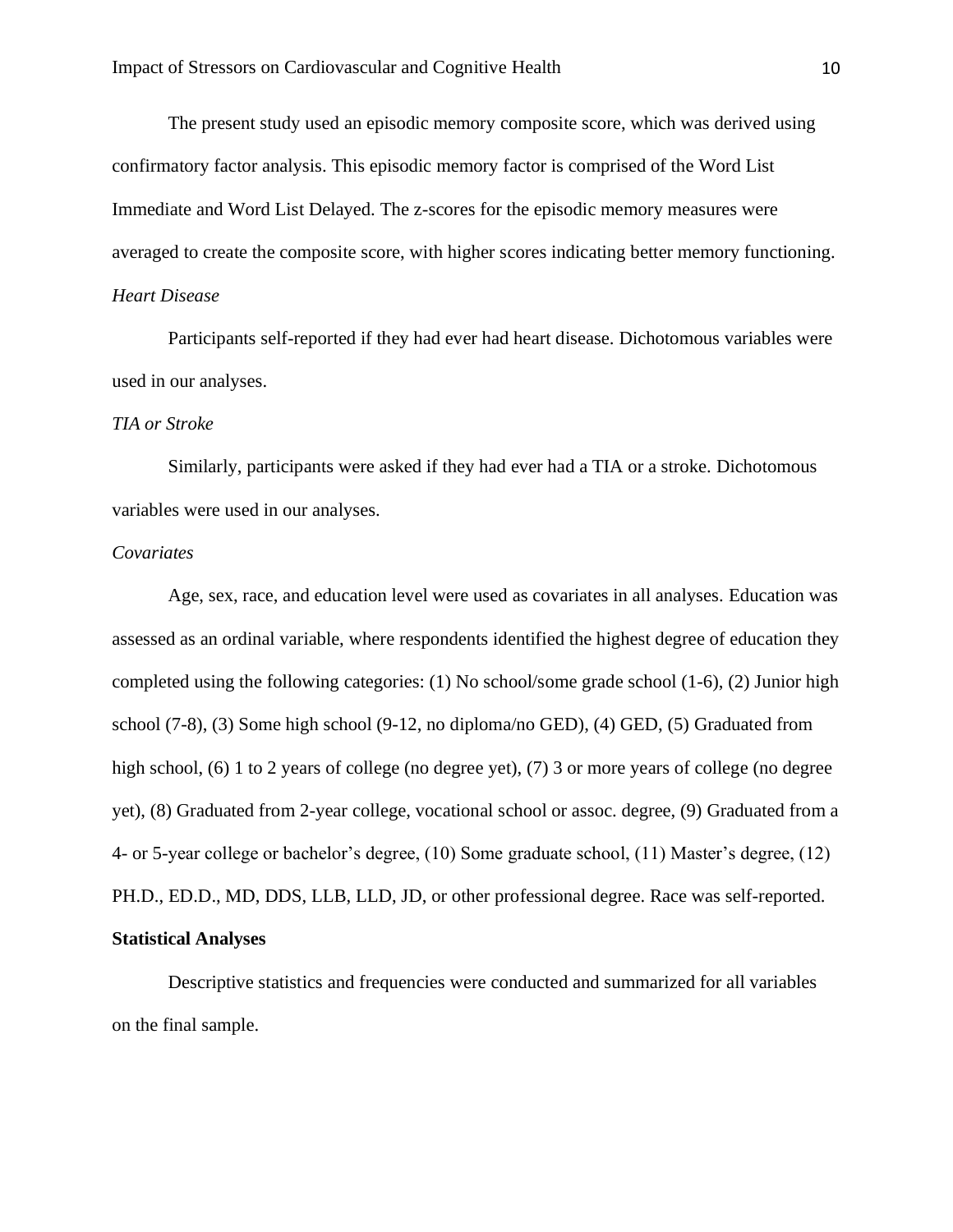The present study used an episodic memory composite score, which was derived using confirmatory factor analysis. This episodic memory factor is comprised of the Word List Immediate and Word List Delayed. The z-scores for the episodic memory measures were averaged to create the composite score, with higher scores indicating better memory functioning.

*Heart Disease*

Participants self-reported if they had ever had heart disease. Dichotomous variables were used in our analyses.

*TIA or Stroke*

Similarly, participants were asked if they had ever had a TIA or a stroke. Dichotomous variables were used in our analyses.

*Covariates*

Age, sex, race, and education level were used as covariates in all analyses. Education was assessed as an ordinal variable, where respondents identified the highest degree of education they completed using the following categories: (1) No school/some grade school (1-6), (2) Junior high school (7-8), (3) Some high school (9-12, no diploma/no GED), (4) GED, (5) Graduated from high school, (6) 1 to 2 years of college (no degree yet), (7) 3 or more years of college (no degree yet), (8) Graduated from 2-year college, vocational school or assoc. degree, (9) Graduated from a 4- or 5-year college or bachelor's degree, (10) Some graduate school, (11) Master's degree, (12) PH.D., ED.D., MD, DDS, LLB, LLD, JD, or other professional degree. Race was self-reported.

**Statistical Analyses**

Descriptive statistics and frequencies were conducted and summarized for all variables on the final sample.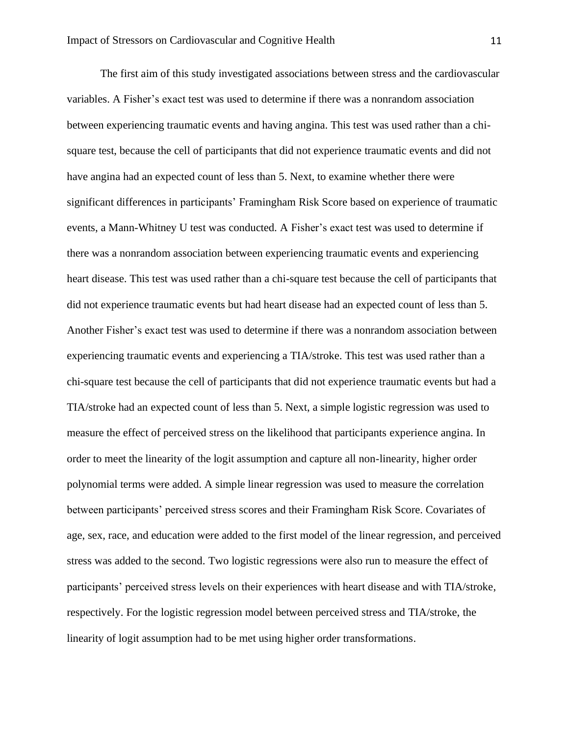The first aim of this study investigated associations between stress and the cardiovascular variables. A Fisher's exact test was used to determine if there was a nonrandom association between experiencing traumatic events and having angina. This test was used rather than a chi-square test, because the cell of participants that did not experience traumatic events and did not have angina had an expected count of less than 5. Next, to examine whether there were significant differences in participants' Framingham Risk Score based on experience of traumatic events, a Mann-Whitney U test was conducted. A Fisher's exact test was used to determine if there was a nonrandom association between experiencing traumatic events and experiencing heart disease. This test was used rather than a chi-square test because the cell of participants that did not experience traumatic events but had heart disease had an expected count of less than 5. Another Fisher's exact test was used to determine if there was a nonrandom association between experiencing traumatic events and experiencing a TIA/stroke. This test was used rather than a chi-square test because the cell of participants that did not experience traumatic events but had a TIA/stroke had an expected count of less than 5. Next, a simple logistic regression was used to measure the effect of perceived stress on the likelihood that participants experience angina. In order to meet the linearity of the logit assumption and capture all non-linearity, higher order polynomial terms were added. A simple linear regression was used to measure the correlation between participants' perceived stress scores and their Framingham Risk Score. Covariates of age, sex, race, and education were added to the first model of the linear regression, and perceived stress was added to the second. Two logistic regressions were also run to measure the effect of participants' perceived stress levels on their experiences with heart disease and with TIA/stroke, respectively. For the logistic regression model between perceived stress and TIA/stroke, the linearity of logit assumption had to be met using higher order transformations.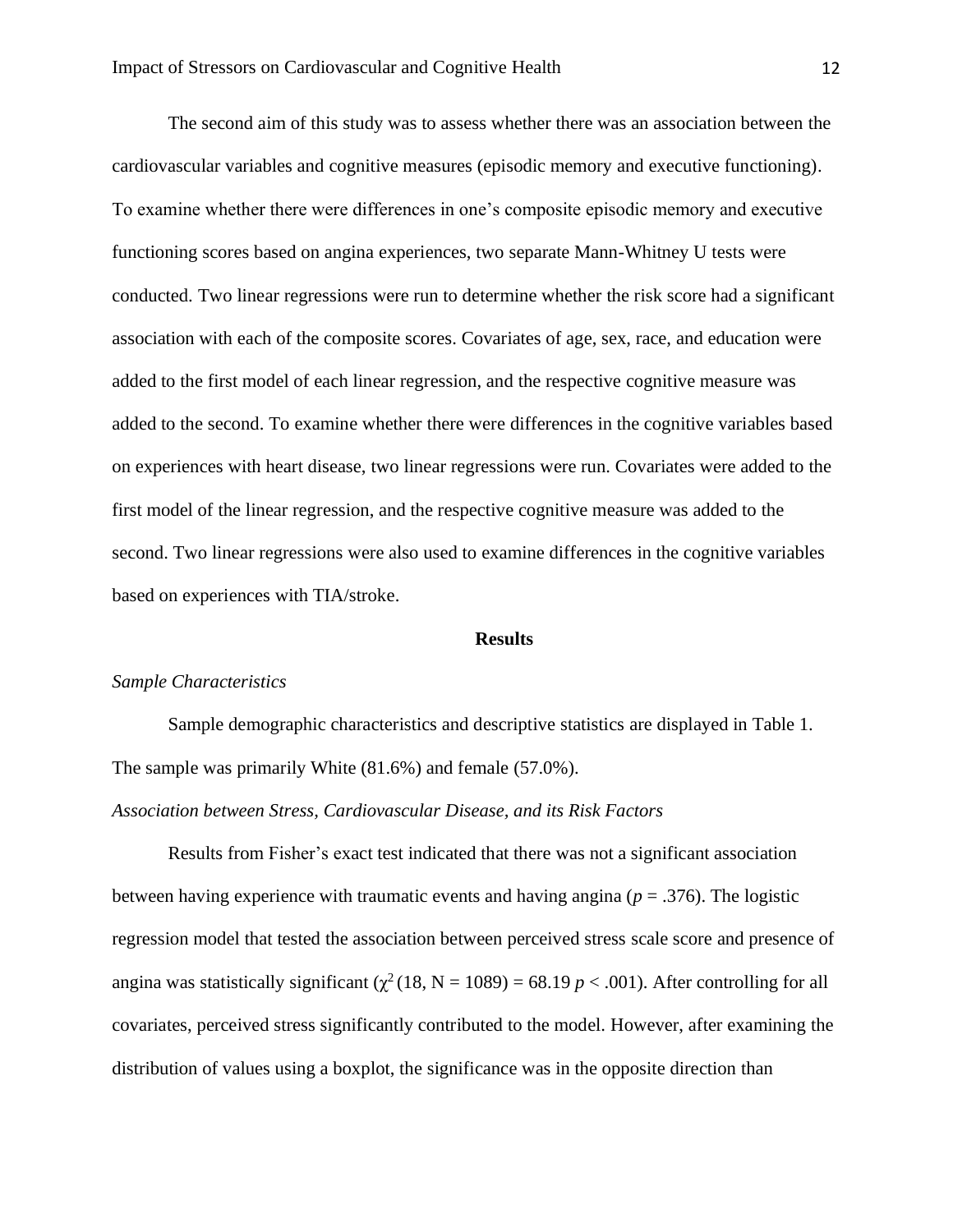The second aim of this study was to assess whether there was an association between the cardiovascular variables and cognitive measures (episodic memory and executive functioning). To examine whether there were differences in one's composite episodic memory and executive functioning scores based on angina experiences, two separate Mann-Whitney U tests were conducted. Two linear regressions were run to determine whether the risk score had a significant association with each of the composite scores. Covariates of age, sex, race, and education were added to the first model of each linear regression, and the respective cognitive measure was added to the second. To examine whether there were differences in the cognitive variables based on experiences with heart disease, two linear regressions were run. Covariates were added to the first model of the linear regression, and the respective cognitive measure was added to the second. Two linear regressions were also used to examine differences in the cognitive variables based on experiences with TIA/stroke.

## Results

### *Sample Characteristics*

Sample demographic characteristics and descriptive statistics are displayed in Table 1. The sample was primarily White (81.6%) and female (57.0%).

### *Association between Stress, Cardiovascular Disease, and its Risk Factors*

Results from Fisher's exact test indicated that there was not a significant association between having experience with traumatic events and having angina ($p = .376$). The logistic regression model that tested the association between perceived stress scale score and presence of angina was statistically significant ($\chi^2(18, N = 1089) = 68.19$ $p < .001$). After controlling for all covariates, perceived stress significantly contributed to the model. However, after examining the distribution of values using a boxplot, the significance was in the opposite direction than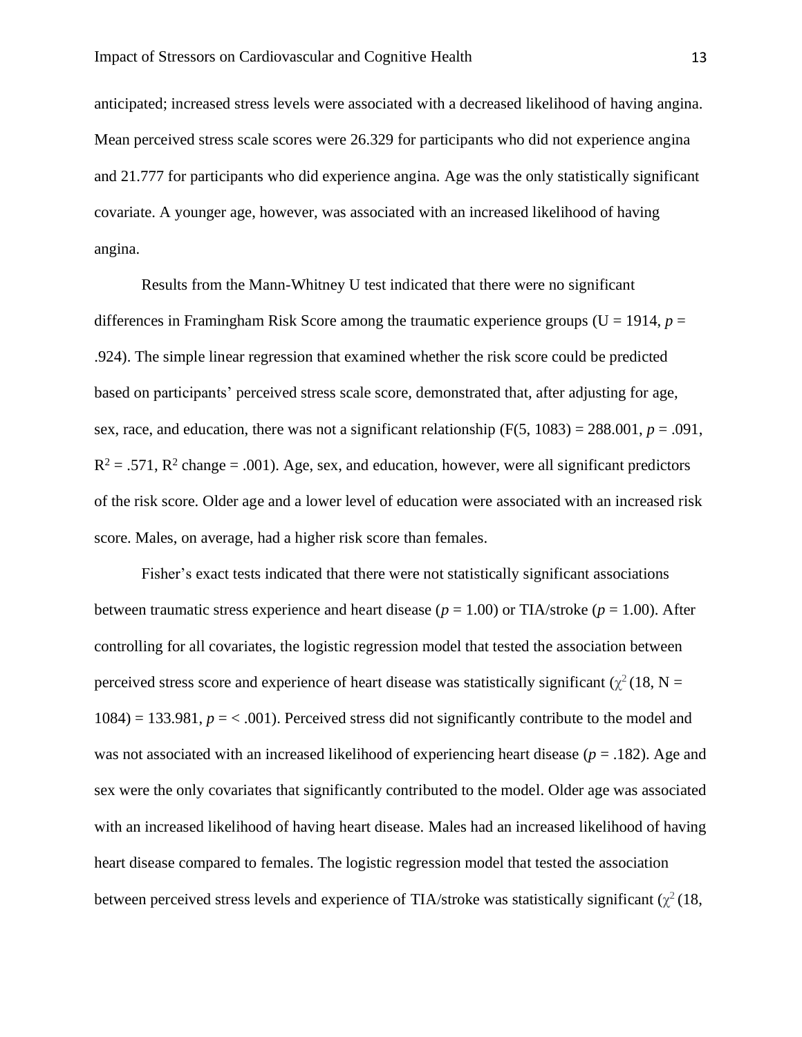anticipated; increased stress levels were associated with a decreased likelihood of having angina. Mean perceived stress scale scores were 26.329 for participants who did not experience angina and 21.777 for participants who did experience angina. Age was the only statistically significant covariate. A younger age, however, was associated with an increased likelihood of having angina.

Results from the Mann-Whitney U test indicated that there were no significant differences in Framingham Risk Score among the traumatic experience groups (U = 1914, *p* = .924). The simple linear regression that examined whether the risk score could be predicted based on participants' perceived stress scale score, demonstrated that, after adjusting for age, sex, race, and education, there was not a significant relationship ($F(5, 1083) = 288.001$, *p* = .091, $R^2 = .571$, $R^2$ change = .001). Age, sex, and education, however, were all significant predictors of the risk score. Older age and a lower level of education were associated with an increased risk score. Males, on average, had a higher risk score than females.

Fisher's exact tests indicated that there were not statistically significant associations between traumatic stress experience and heart disease (*p* = 1.00) or TIA/stroke (*p* = 1.00). After controlling for all covariates, the logistic regression model that tested the association between perceived stress score and experience of heart disease was statistically significant ($\chi^2$ (18, N = 1084) = 133.981, *p* = < .001). Perceived stress did not significantly contribute to the model and was not associated with an increased likelihood of experiencing heart disease (*p* = .182). Age and sex were the only covariates that significantly contributed to the model. Older age was associated with an increased likelihood of having heart disease. Males had an increased likelihood of having heart disease compared to females. The logistic regression model that tested the association between perceived stress levels and experience of TIA/stroke was statistically significant ($\chi^2$ (18,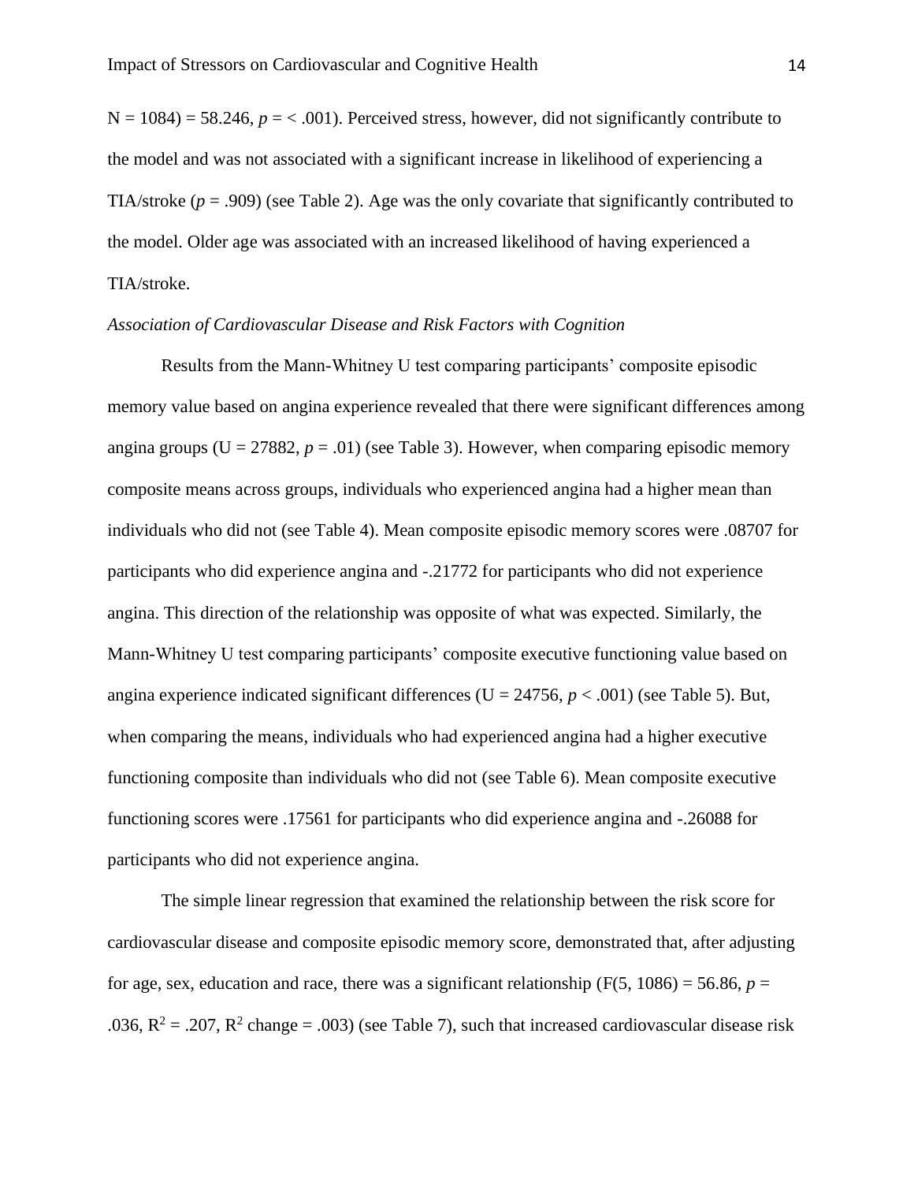N = 1084) = 58.246, *p* = < .001). Perceived stress, however, did not significantly contribute to the model and was not associated with a significant increase in likelihood of experiencing a TIA/stroke (*p* = .909) (see Table 2). Age was the only covariate that significantly contributed to the model. Older age was associated with an increased likelihood of having experienced a TIA/stroke.

*Association of Cardiovascular Disease and Risk Factors with Cognition*

Results from the Mann-Whitney U test comparing participants' composite episodic memory value based on angina experience revealed that there were significant differences among angina groups (U = 27882, *p* = .01) (see Table 3). However, when comparing episodic memory composite means across groups, individuals who experienced angina had a higher mean than individuals who did not (see Table 4). Mean composite episodic memory scores were .08707 for participants who did experience angina and -.21772 for participants who did not experience angina. This direction of the relationship was opposite of what was expected. Similarly, the Mann-Whitney U test comparing participants' composite executive functioning value based on angina experience indicated significant differences (U = 24756, $p < .001$) (see Table 5). But, when comparing the means, individuals who had experienced angina had a higher executive functioning composite than individuals who did not (see Table 6). Mean composite executive functioning scores were .17561 for participants who did experience angina and -.26088 for participants who did not experience angina.

The simple linear regression that examined the relationship between the risk score for cardiovascular disease and composite episodic memory score, demonstrated that, after adjusting for age, sex, education and race, there was a significant relationship ($F(5, 1086) = 56.86$, *p* = .036, $R^2 = .207$, $R^2$ change = .003) (see Table 7), such that increased cardiovascular disease risk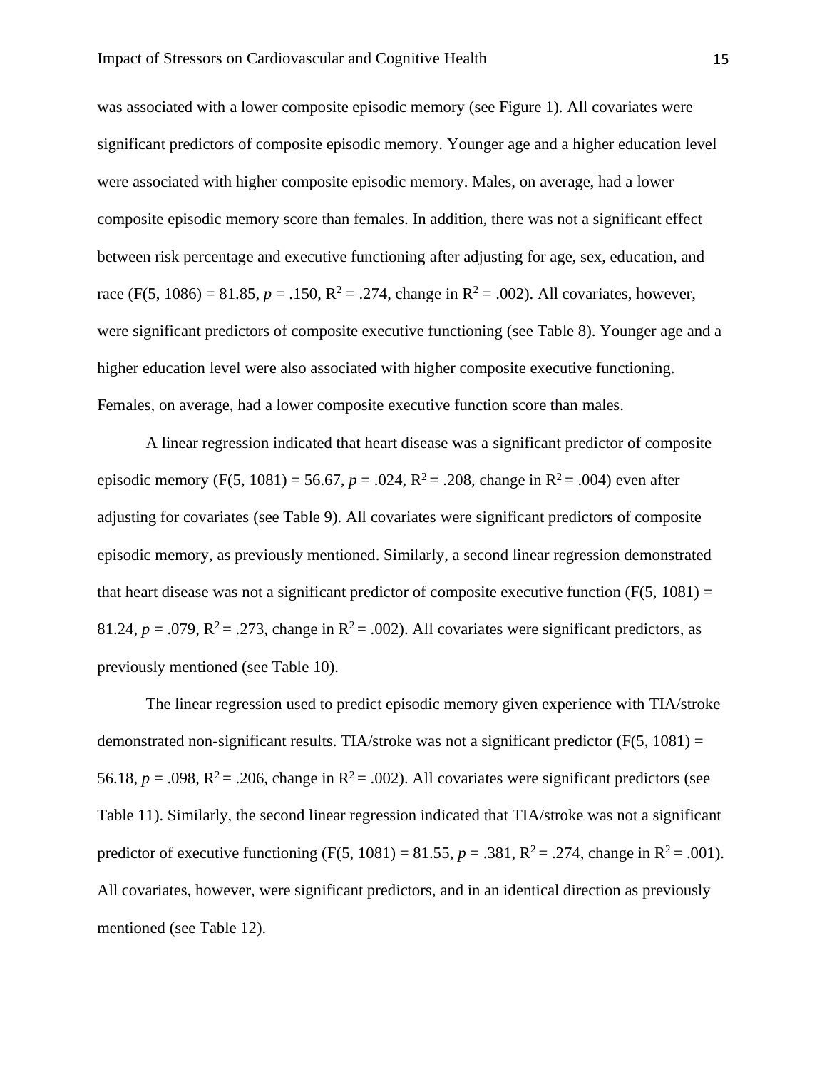was associated with a lower composite episodic memory (see Figure 1). All covariates were significant predictors of composite episodic memory. Younger age and a higher education level were associated with higher composite episodic memory. Males, on average, had a lower composite episodic memory score than females. In addition, there was not a significant effect between risk percentage and executive functioning after adjusting for age, sex, education, and race ($F(5, 1086) = 81.85$, $p = .150$, $R^2 = .274$, change in $R^2 = .002$). All covariates, however, were significant predictors of composite executive functioning (see Table 8). Younger age and a higher education level were also associated with higher composite executive functioning. Females, on average, had a lower composite executive function score than males.

A linear regression indicated that heart disease was a significant predictor of composite episodic memory ($F(5, 1081) = 56.67$, $p = .024$, $R^2 = .208$, change in $R^2 = .004$) even after adjusting for covariates (see Table 9). All covariates were significant predictors of composite episodic memory, as previously mentioned. Similarly, a second linear regression demonstrated that heart disease was not a significant predictor of composite executive function ($F(5, 1081) = 81.24$, $p = .079$, $R^2 = .273$, change in $R^2 = .002$). All covariates were significant predictors, as previously mentioned (see Table 10).

The linear regression used to predict episodic memory given experience with TIA/stroke demonstrated non-significant results. TIA/stroke was not a significant predictor ($F(5, 1081) = 56.18$, $p = .098$, $R^2 = .206$, change in $R^2 = .002$). All covariates were significant predictors (see Table 11). Similarly, the second linear regression indicated that TIA/stroke was not a significant predictor of executive functioning ($F(5, 1081) = 81.55$, $p = .381$, $R^2 = .274$, change in $R^2 = .001$). All covariates, however, were significant predictors, and in an identical direction as previously mentioned (see Table 12).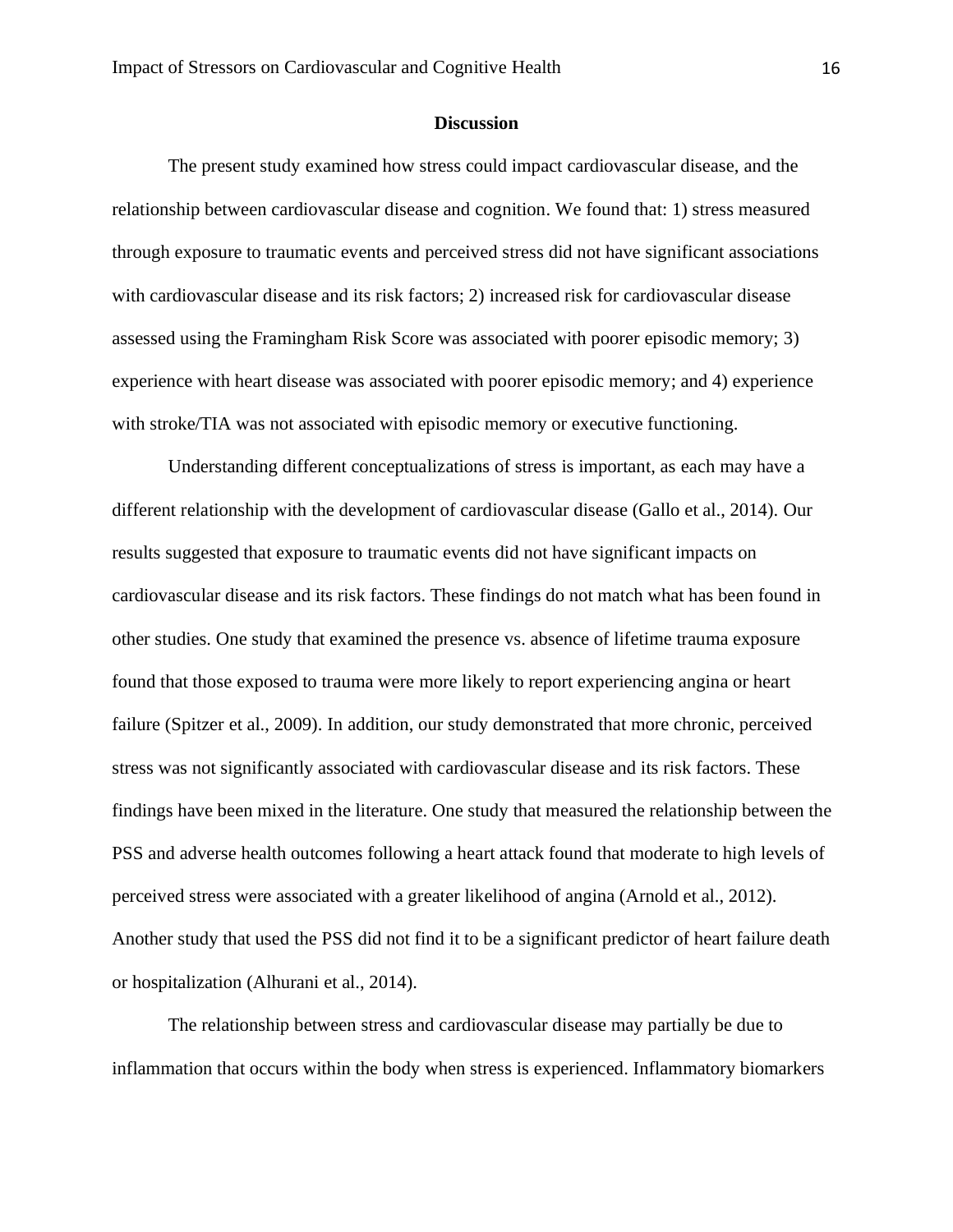## Discussion

The present study examined how stress could impact cardiovascular disease, and the relationship between cardiovascular disease and cognition. We found that: 1) stress measured through exposure to traumatic events and perceived stress did not have significant associations with cardiovascular disease and its risk factors; 2) increased risk for cardiovascular disease assessed using the Framingham Risk Score was associated with poorer episodic memory; 3) experience with heart disease was associated with poorer episodic memory; and 4) experience with stroke/TIA was not associated with episodic memory or executive functioning.

Understanding different conceptualizations of stress is important, as each may have a different relationship with the development of cardiovascular disease (Gallo et al., 2014). Our results suggested that exposure to traumatic events did not have significant impacts on cardiovascular disease and its risk factors. These findings do not match what has been found in other studies. One study that examined the presence vs. absence of lifetime trauma exposure found that those exposed to trauma were more likely to report experiencing angina or heart failure (Spitzer et al., 2009). In addition, our study demonstrated that more chronic, perceived stress was not significantly associated with cardiovascular disease and its risk factors. These findings have been mixed in the literature. One study that measured the relationship between the PSS and adverse health outcomes following a heart attack found that moderate to high levels of perceived stress were associated with a greater likelihood of angina (Arnold et al., 2012). Another study that used the PSS did not find it to be a significant predictor of heart failure death or hospitalization (Alhurani et al., 2014).

The relationship between stress and cardiovascular disease may partially be due to inflammation that occurs within the body when stress is experienced. Inflammatory biomarkers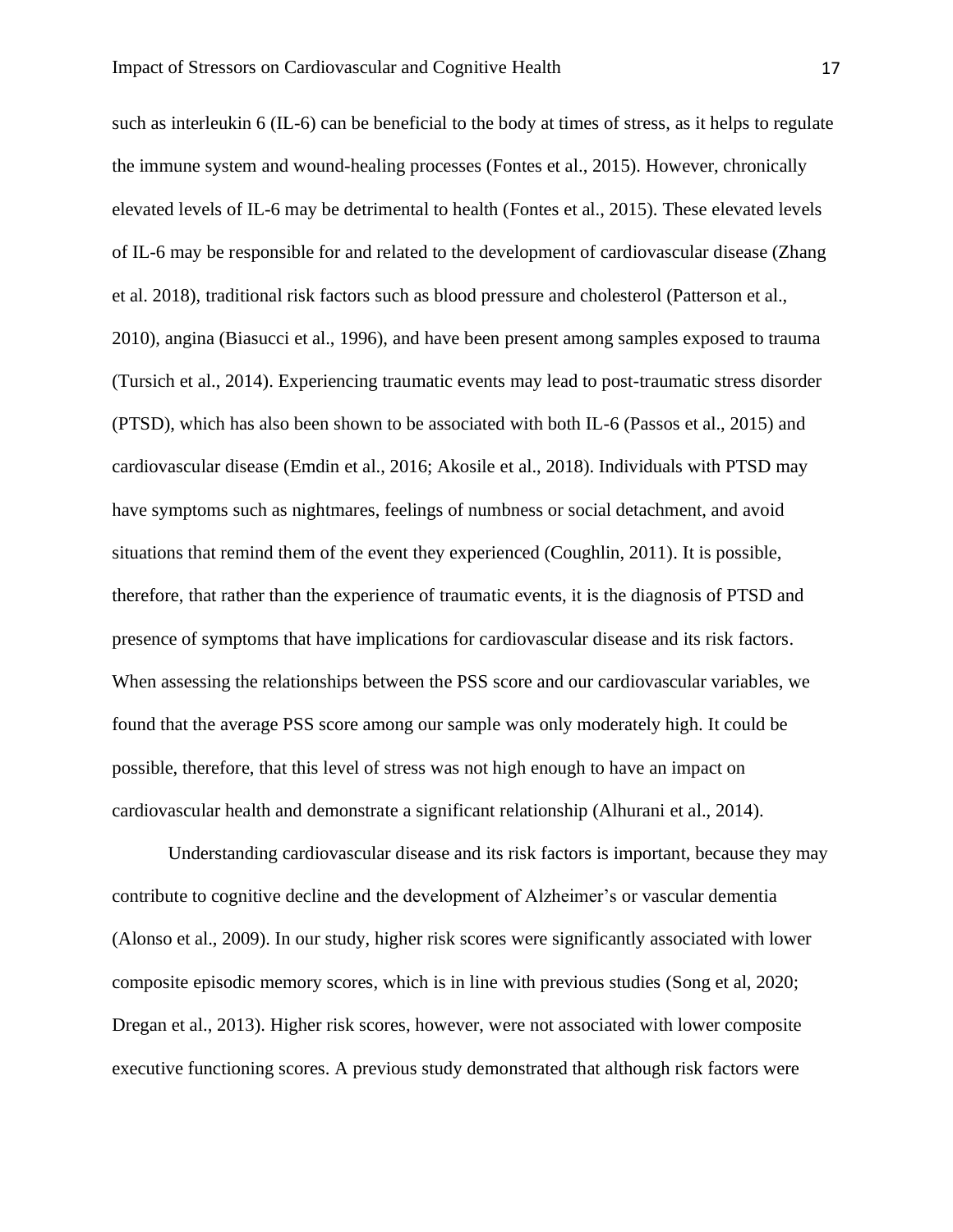such as interleukin 6 (IL-6) can be beneficial to the body at times of stress, as it helps to regulate the immune system and wound-healing processes (Fontes et al., 2015). However, chronically elevated levels of IL-6 may be detrimental to health (Fontes et al., 2015). These elevated levels of IL-6 may be responsible for and related to the development of cardiovascular disease (Zhang et al. 2018), traditional risk factors such as blood pressure and cholesterol (Patterson et al., 2010), angina (Biasucci et al., 1996), and have been present among samples exposed to trauma (Tursich et al., 2014). Experiencing traumatic events may lead to post-traumatic stress disorder (PTSD), which has also been shown to be associated with both IL-6 (Passos et al., 2015) and cardiovascular disease (Emdin et al., 2016; Akosile et al., 2018). Individuals with PTSD may have symptoms such as nightmares, feelings of numbness or social detachment, and avoid situations that remind them of the event they experienced (Coughlin, 2011). It is possible, therefore, that rather than the experience of traumatic events, it is the diagnosis of PTSD and presence of symptoms that have implications for cardiovascular disease and its risk factors. When assessing the relationships between the PSS score and our cardiovascular variables, we found that the average PSS score among our sample was only moderately high. It could be possible, therefore, that this level of stress was not high enough to have an impact on cardiovascular health and demonstrate a significant relationship (Alhurani et al., 2014).

Understanding cardiovascular disease and its risk factors is important, because they may contribute to cognitive decline and the development of Alzheimer's or vascular dementia (Alonso et al., 2009). In our study, higher risk scores were significantly associated with lower composite episodic memory scores, which is in line with previous studies (Song et al, 2020; Dregan et al., 2013). Higher risk scores, however, were not associated with lower composite executive functioning scores. A previous study demonstrated that although risk factors were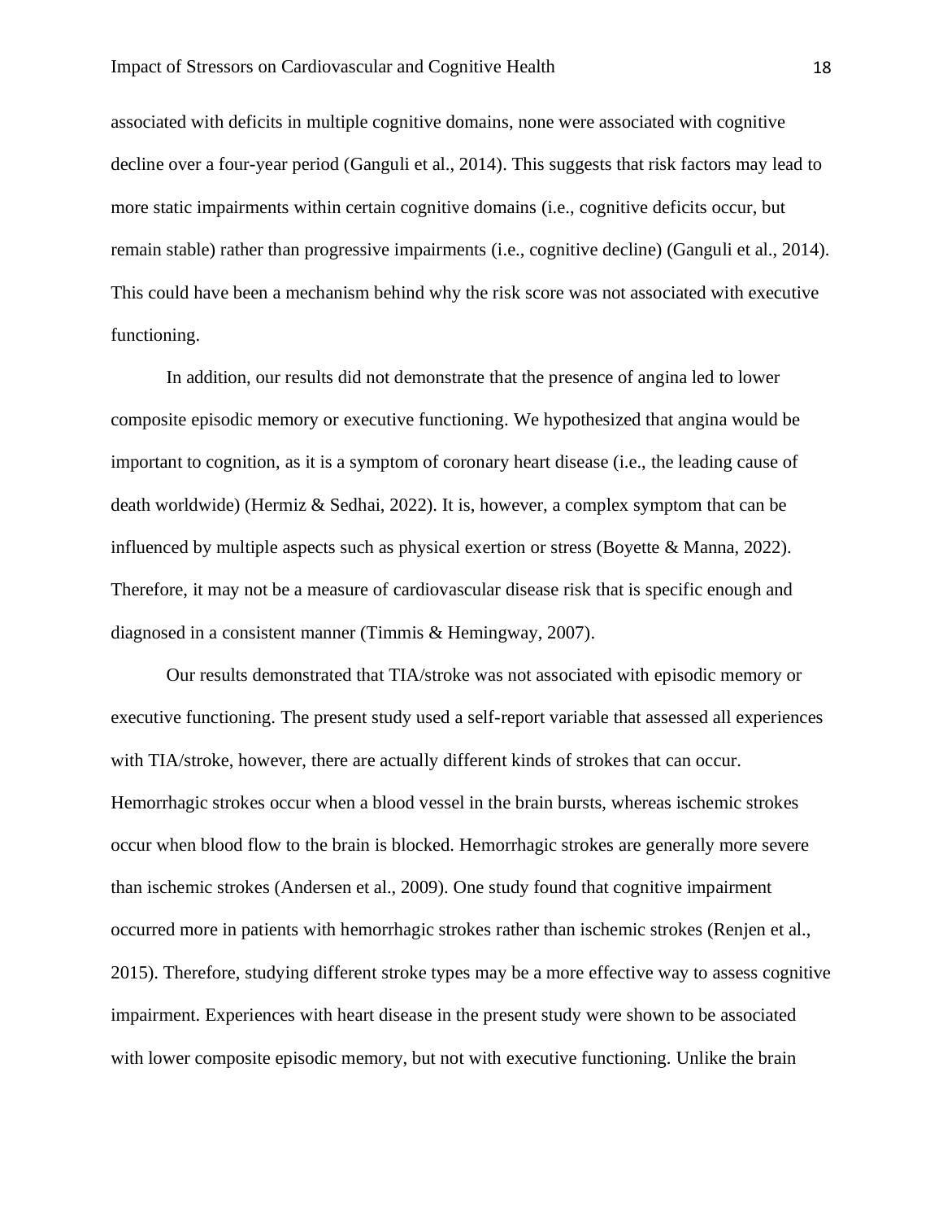associated with deficits in multiple cognitive domains, none were associated with cognitive decline over a four-year period (Ganguli et al., 2014). This suggests that risk factors may lead to more static impairments within certain cognitive domains (i.e., cognitive deficits occur, but remain stable) rather than progressive impairments (i.e., cognitive decline) (Ganguli et al., 2014). This could have been a mechanism behind why the risk score was not associated with executive functioning.

In addition, our results did not demonstrate that the presence of angina led to lower composite episodic memory or executive functioning. We hypothesized that angina would be important to cognition, as it is a symptom of coronary heart disease (i.e., the leading cause of death worldwide) (Hermiz & Sedhai, 2022). It is, however, a complex symptom that can be influenced by multiple aspects such as physical exertion or stress (Boyette & Manna, 2022). Therefore, it may not be a measure of cardiovascular disease risk that is specific enough and diagnosed in a consistent manner (Timmis & Hemingway, 2007).

Our results demonstrated that TIA/stroke was not associated with episodic memory or executive functioning. The present study used a self-report variable that assessed all experiences with TIA/stroke, however, there are actually different kinds of strokes that can occur. Hemorrhagic strokes occur when a blood vessel in the brain bursts, whereas ischemic strokes occur when blood flow to the brain is blocked. Hemorrhagic strokes are generally more severe than ischemic strokes (Andersen et al., 2009). One study found that cognitive impairment occurred more in patients with hemorrhagic strokes rather than ischemic strokes (Renjen et al., 2015). Therefore, studying different stroke types may be a more effective way to assess cognitive impairment. Experiences with heart disease in the present study were shown to be associated with lower composite episodic memory, but not with executive functioning. Unlike the brain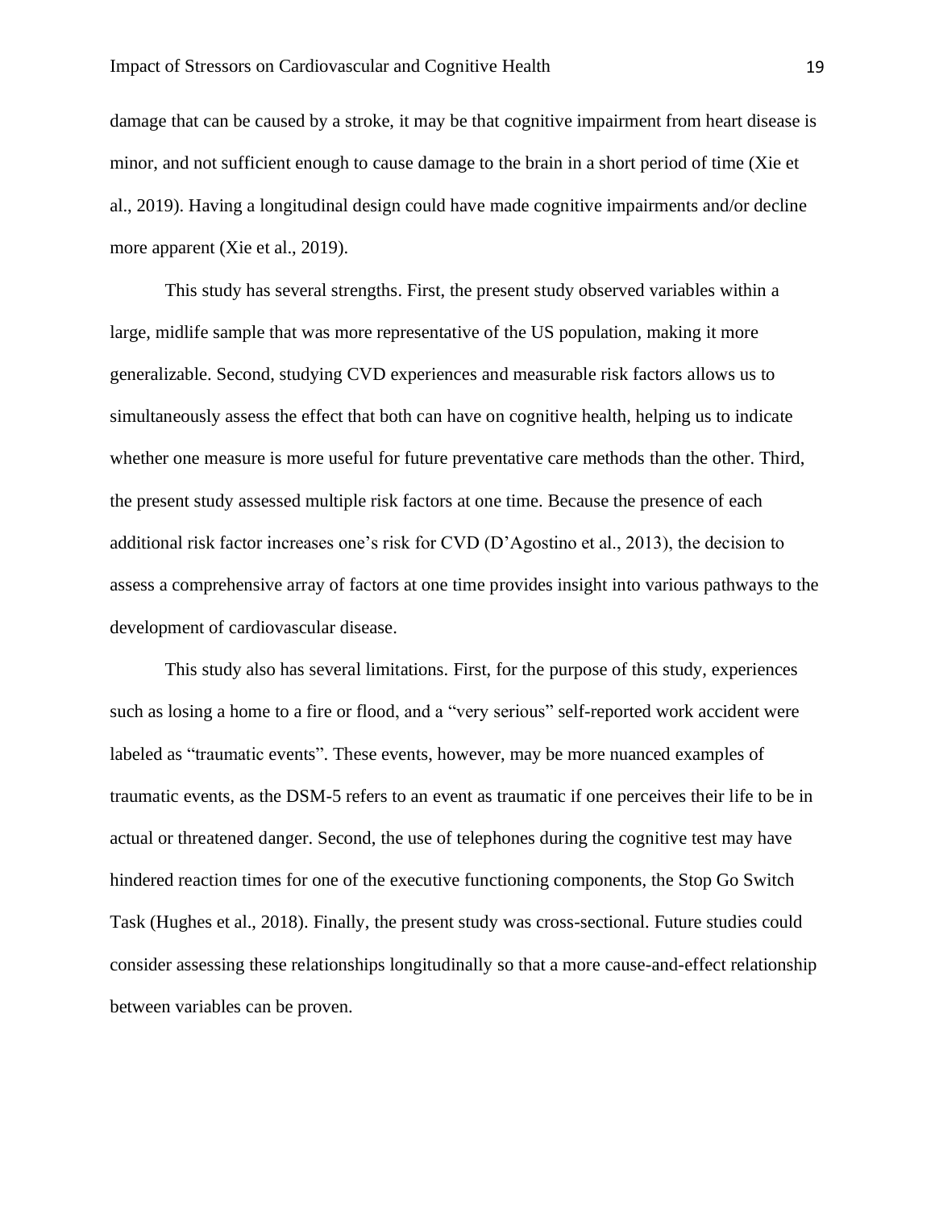damage that can be caused by a stroke, it may be that cognitive impairment from heart disease is minor, and not sufficient enough to cause damage to the brain in a short period of time (Xie et al., 2019). Having a longitudinal design could have made cognitive impairments and/or decline more apparent (Xie et al., 2019).

This study has several strengths. First, the present study observed variables within a large, midlife sample that was more representative of the US population, making it more generalizable. Second, studying CVD experiences and measurable risk factors allows us to simultaneously assess the effect that both can have on cognitive health, helping us to indicate whether one measure is more useful for future preventative care methods than the other. Third, the present study assessed multiple risk factors at one time. Because the presence of each additional risk factor increases one's risk for CVD (D'Agostino et al., 2013), the decision to assess a comprehensive array of factors at one time provides insight into various pathways to the development of cardiovascular disease.

This study also has several limitations. First, for the purpose of this study, experiences such as losing a home to a fire or flood, and a "very serious" self-reported work accident were labeled as "traumatic events". These events, however, may be more nuanced examples of traumatic events, as the DSM-5 refers to an event as traumatic if one perceives their life to be in actual or threatened danger. Second, the use of telephones during the cognitive test may have hindered reaction times for one of the executive functioning components, the Stop Go Switch Task (Hughes et al., 2018). Finally, the present study was cross-sectional. Future studies could consider assessing these relationships longitudinally so that a more cause-and-effect relationship between variables can be proven.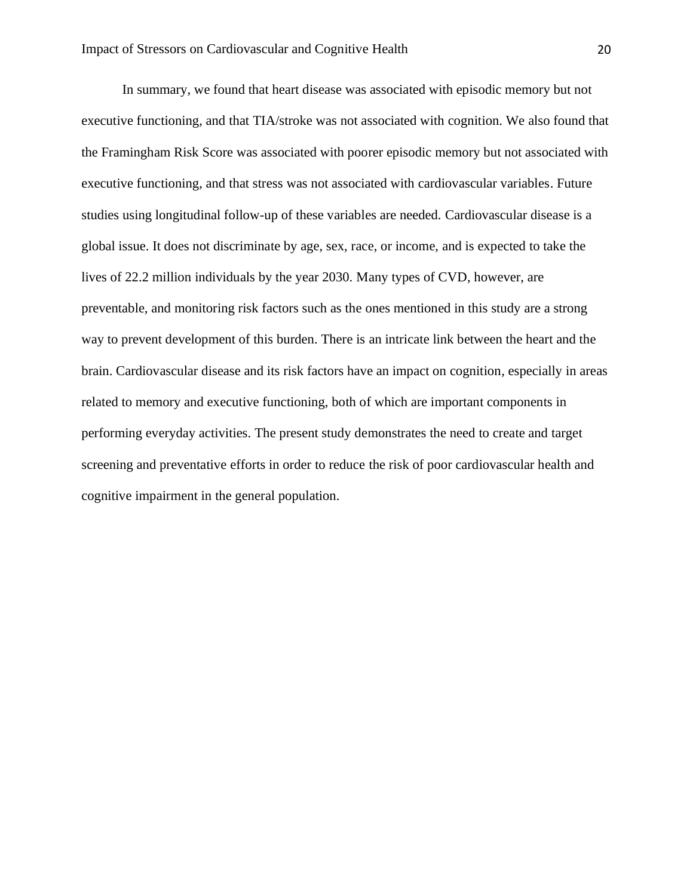In summary, we found that heart disease was associated with episodic memory but not executive functioning, and that TIA/stroke was not associated with cognition. We also found that the Framingham Risk Score was associated with poorer episodic memory but not associated with executive functioning, and that stress was not associated with cardiovascular variables. Future studies using longitudinal follow-up of these variables are needed. Cardiovascular disease is a global issue. It does not discriminate by age, sex, race, or income, and is expected to take the lives of 22.2 million individuals by the year 2030. Many types of CVD, however, are preventable, and monitoring risk factors such as the ones mentioned in this study are a strong way to prevent development of this burden. There is an intricate link between the heart and the brain. Cardiovascular disease and its risk factors have an impact on cognition, especially in areas related to memory and executive functioning, both of which are important components in performing everyday activities. The present study demonstrates the need to create and target screening and preventative efforts in order to reduce the risk of poor cardiovascular health and cognitive impairment in the general population.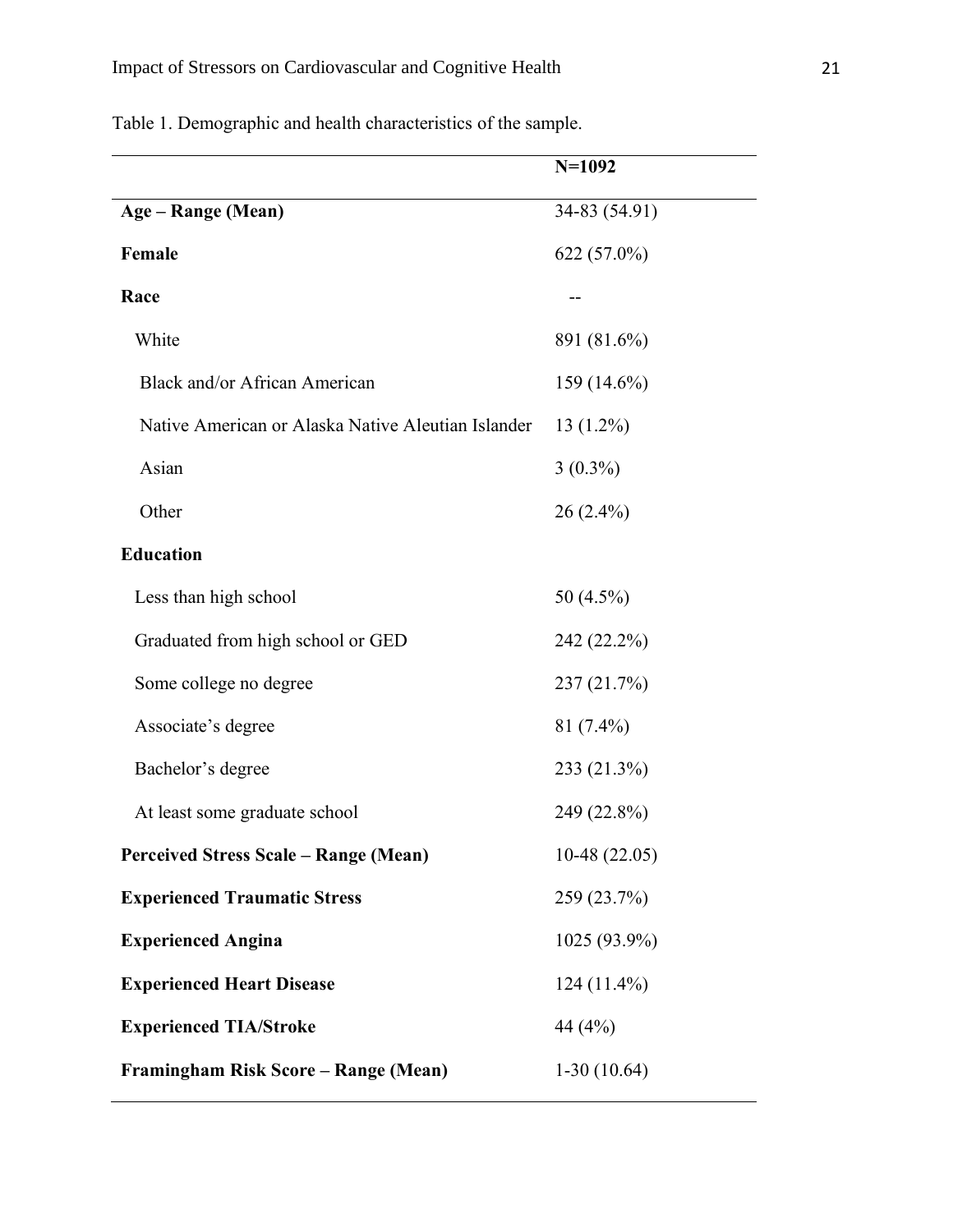Table 1. Demographic and health characteristics of the sample.

| | N=1092 |
|---|---|
| **Age – Range (Mean)** | 34-83 (54.91) |
| **Female** | 622 (57.0%) |
| **Race** | -- |
| White | 891 (81.6%) |
| Black and/or African American | 159 (14.6%) |
| Native American or Alaska Native Aleutian Islander | 13 (1.2%) |
| Asian | 3 (0.3%) |
| Other | 26 (2.4%) |
| **Education** | |
| Less than high school | 50 (4.5%) |
| Graduated from high school or GED | 242 (22.2%) |
| Some college no degree | 237 (21.7%) |
| Associate's degree | 81 (7.4%) |
| Bachelor's degree | 233 (21.3%) |
| At least some graduate school | 249 (22.8%) |
| **Perceived Stress Scale – Range (Mean)** | 10-48 (22.05) |
| **Experienced Traumatic Stress** | 259 (23.7%) |
| **Experienced Angina** | 1025 (93.9%) |
| **Experienced Heart Disease** | 124 (11.4%) |
| **Experienced TIA/Stroke** | 44 (4%) |
| **Framingham Risk Score – Range (Mean)** | 1-30 (10.64) |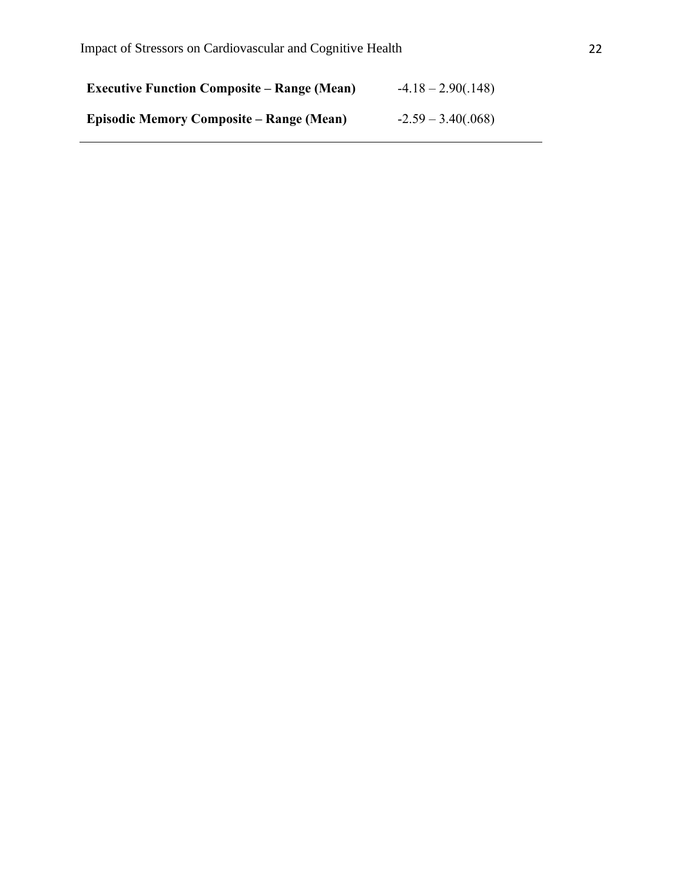| | |
|---|---|
| **Executive Function Composite – Range (Mean)** | -4.18 – 2.90(.148) |
| **Episodic Memory Composite – Range (Mean)** | -2.59 – 3.40(.068) |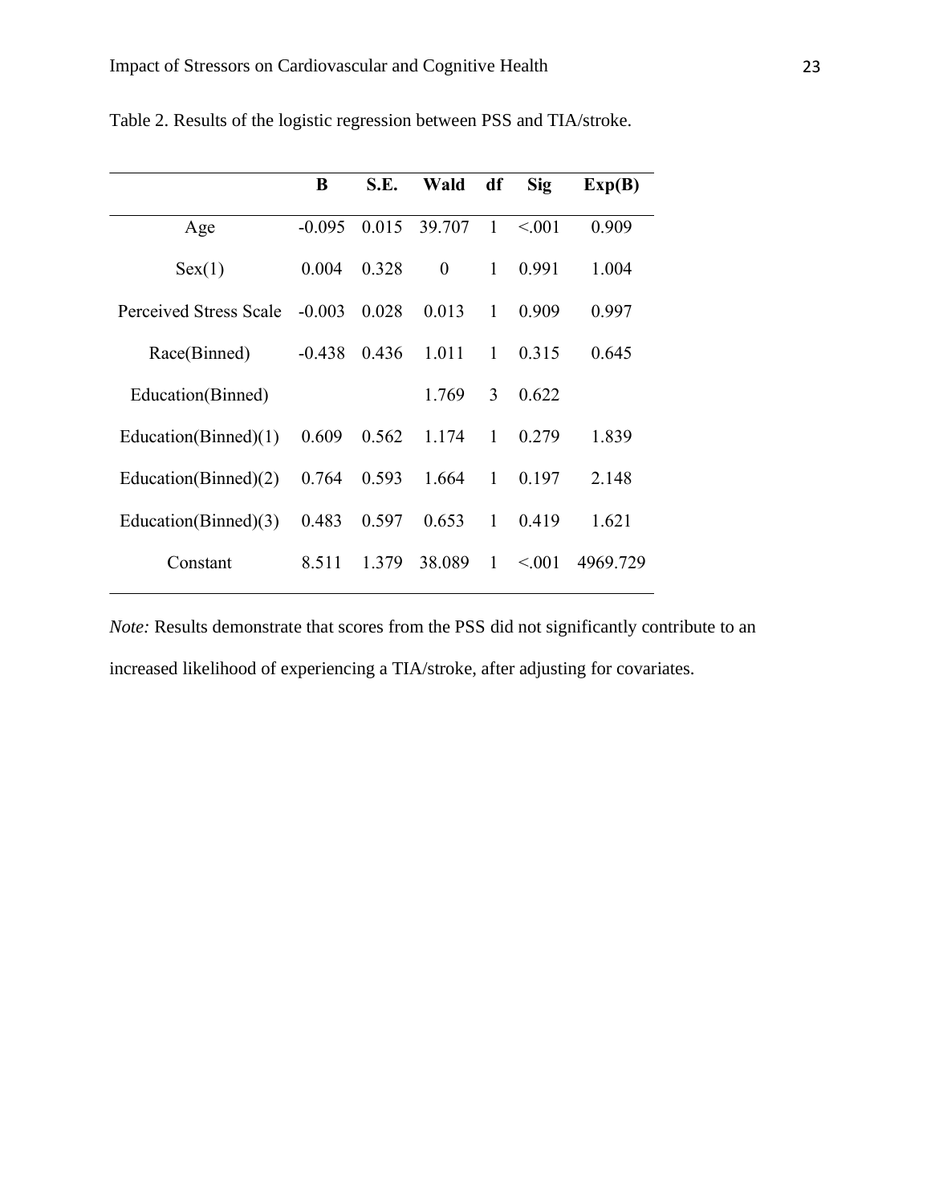Table 2. Results of the logistic regression between PSS and TIA/stroke.

| | **B** | **S.E.** | **Wald** | **df** | **Sig** | **Exp(B)** |
|---|---|---|---|---|---|---|
| Age | -0.095 | 0.015 | 39.707 | 1 | <.001 | 0.909 |
| Sex(1) | 0.004 | 0.328 | 0 | 1 | 0.991 | 1.004 |
| Perceived Stress Scale | -0.003 | 0.028 | 0.013 | 1 | 0.909 | 0.997 |
| Race(Binned) | -0.438 | 0.436 | 1.011 | 1 | 0.315 | 0.645 |
| Education(Binned) | | | 1.769 | 3 | 0.622 | |
| Education(Binned)(1) | 0.609 | 0.562 | 1.174 | 1 | 0.279 | 1.839 |
| Education(Binned)(2) | 0.764 | 0.593 | 1.664 | 1 | 0.197 | 2.148 |
| Education(Binned)(3) | 0.483 | 0.597 | 0.653 | 1 | 0.419 | 1.621 |
| Constant | 8.511 | 1.379 | 38.089 | 1 | <.001 | 4969.729 |

*Note:* Results demonstrate that scores from the PSS did not significantly contribute to an increased likelihood of experiencing a TIA/stroke, after adjusting for covariates.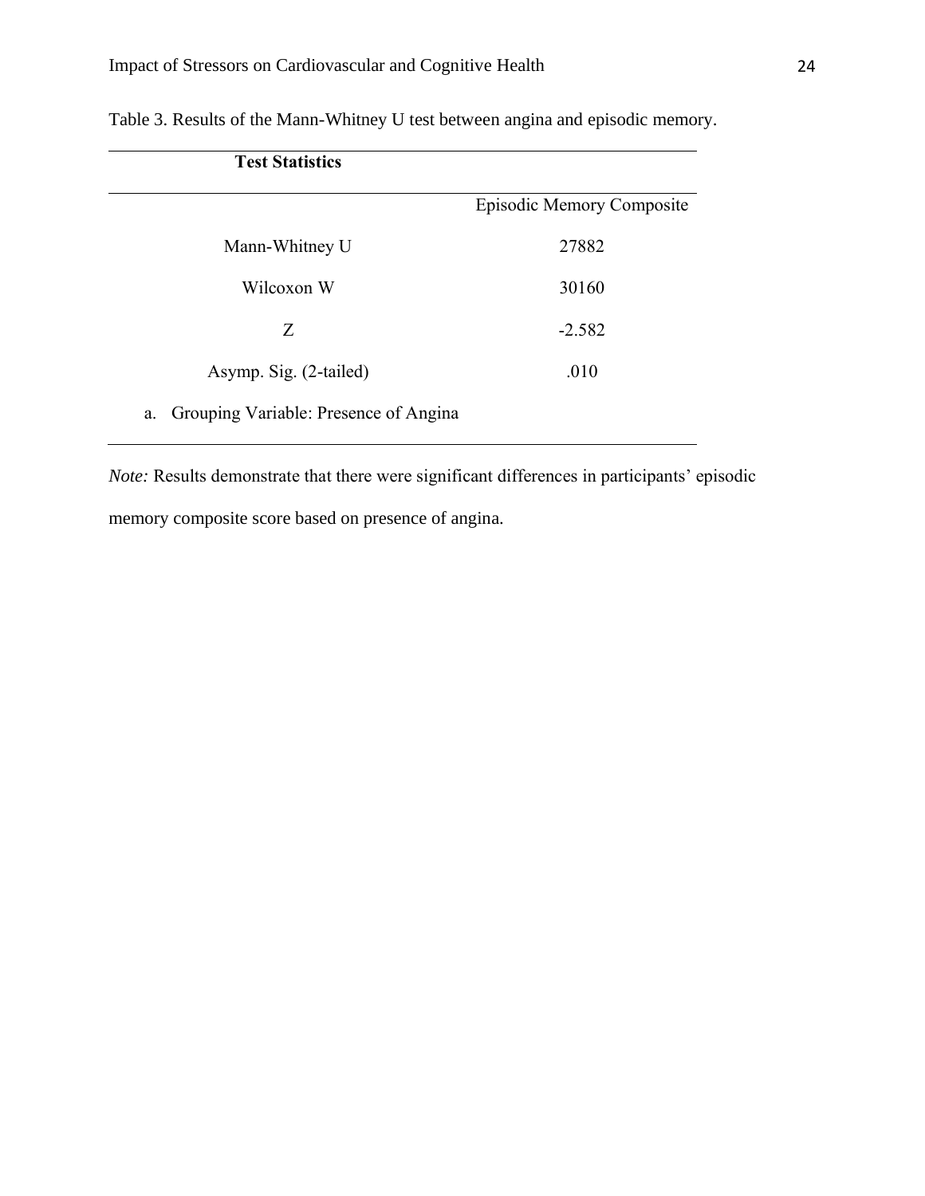Table 3. Results of the Mann-Whitney U test between angina and episodic memory.

| Test Statistics | |
|---|---|
| | Episodic Memory Composite |
| Mann-Whitney U | 27882 |
| Wilcoxon W | 30160 |
| Z | -2.582 |
| Asymp. Sig. (2-tailed) | .010 |

a. Grouping Variable: Presence of Angina

*Note:* Results demonstrate that there were significant differences in participants' episodic memory composite score based on presence of angina.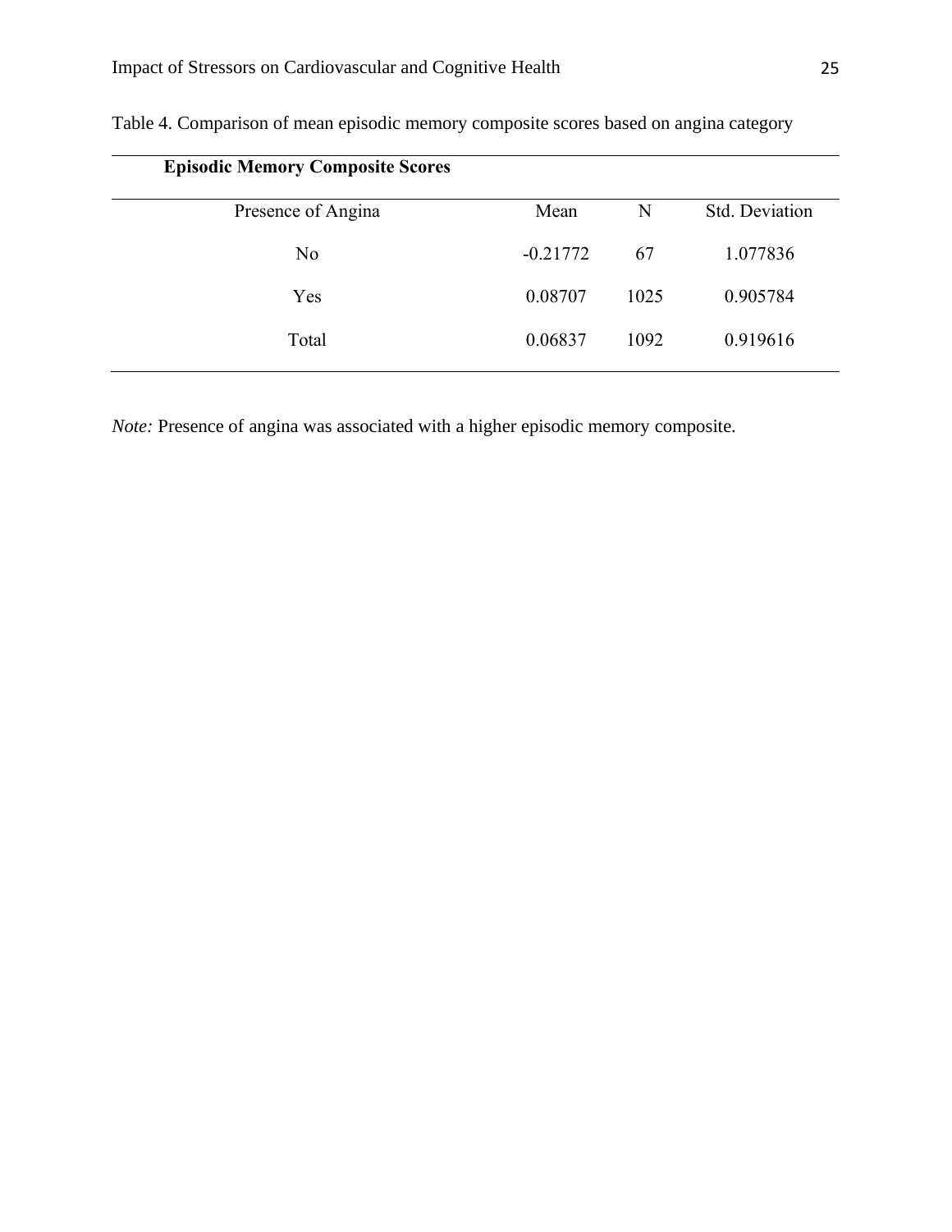Table 4. Comparison of mean episodic memory composite scores based on angina category

| **Episodic Memory Composite Scores** | | | |
|---|---|---|---|
| Presence of Angina | Mean | N | Std. Deviation |
| No | -0.21772 | 67 | 1.077836 |
| Yes | 0.08707 | 1025 | 0.905784 |
| Total | 0.06837 | 1092 | 0.919616 |

*Note:* Presence of angina was associated with a higher episodic memory composite.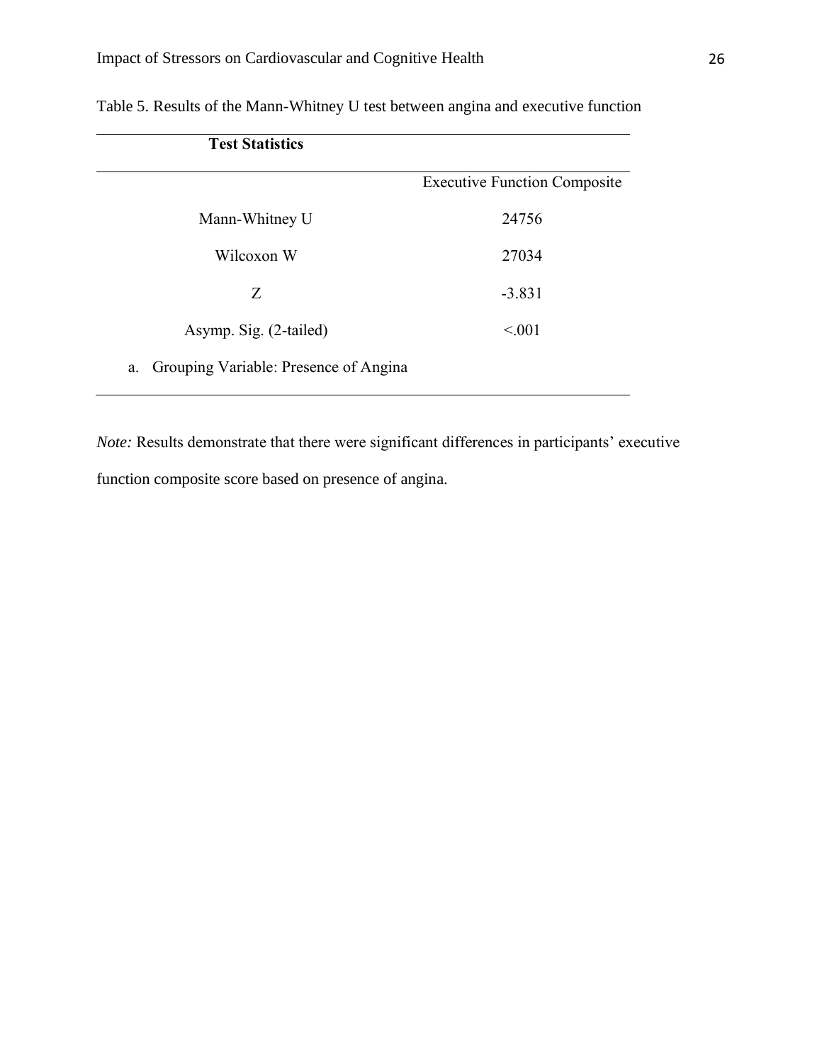Table 5. Results of the Mann-Whitney U test between angina and executive function

| **Test Statistics** | |
|---|---|
| | Executive Function Composite |
| Mann-Whitney U | 24756 |
| Wilcoxon W | 27034 |
| Z | -3.831 |
| Asymp. Sig. (2-tailed) | <.001 |
| a. Grouping Variable: Presence of Angina | |

*Note:* Results demonstrate that there were significant differences in participants' executive function composite score based on presence of angina.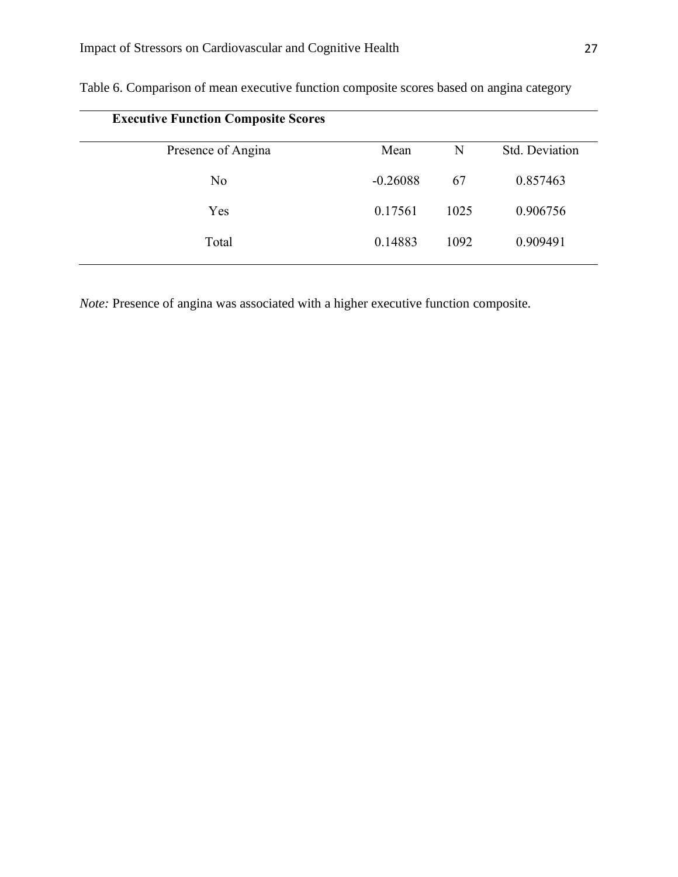Table 6. Comparison of mean executive function composite scores based on angina category

| **Executive Function Composite Scores** | | | |
|---|---|---|---|
| Presence of Angina | Mean | N | Std. Deviation |
| No | -0.26088 | 67 | 0.857463 |
| Yes | 0.17561 | 1025 | 0.906756 |
| Total | 0.14883 | 1092 | 0.909491 |

*Note:* Presence of angina was associated with a higher executive function composite.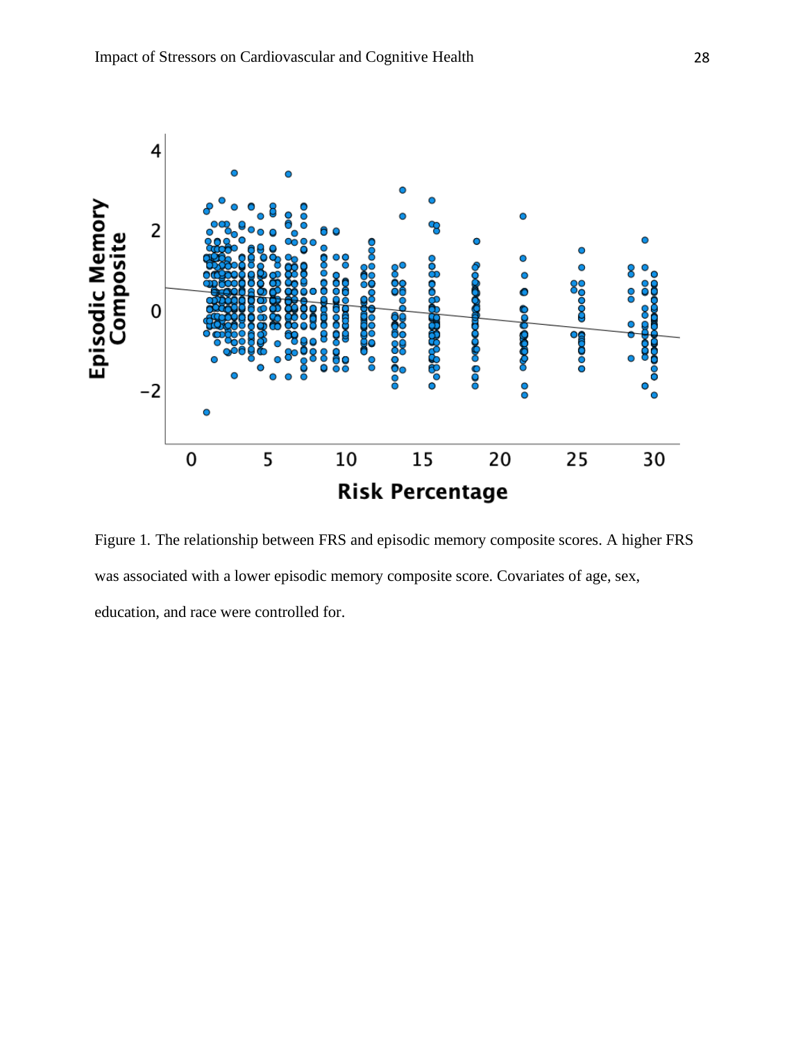Figure 1. The relationship between FRS and episodic memory composite scores. A higher FRS was associated with a lower episodic memory composite score. Covariates of age, sex, education, and race were controlled for.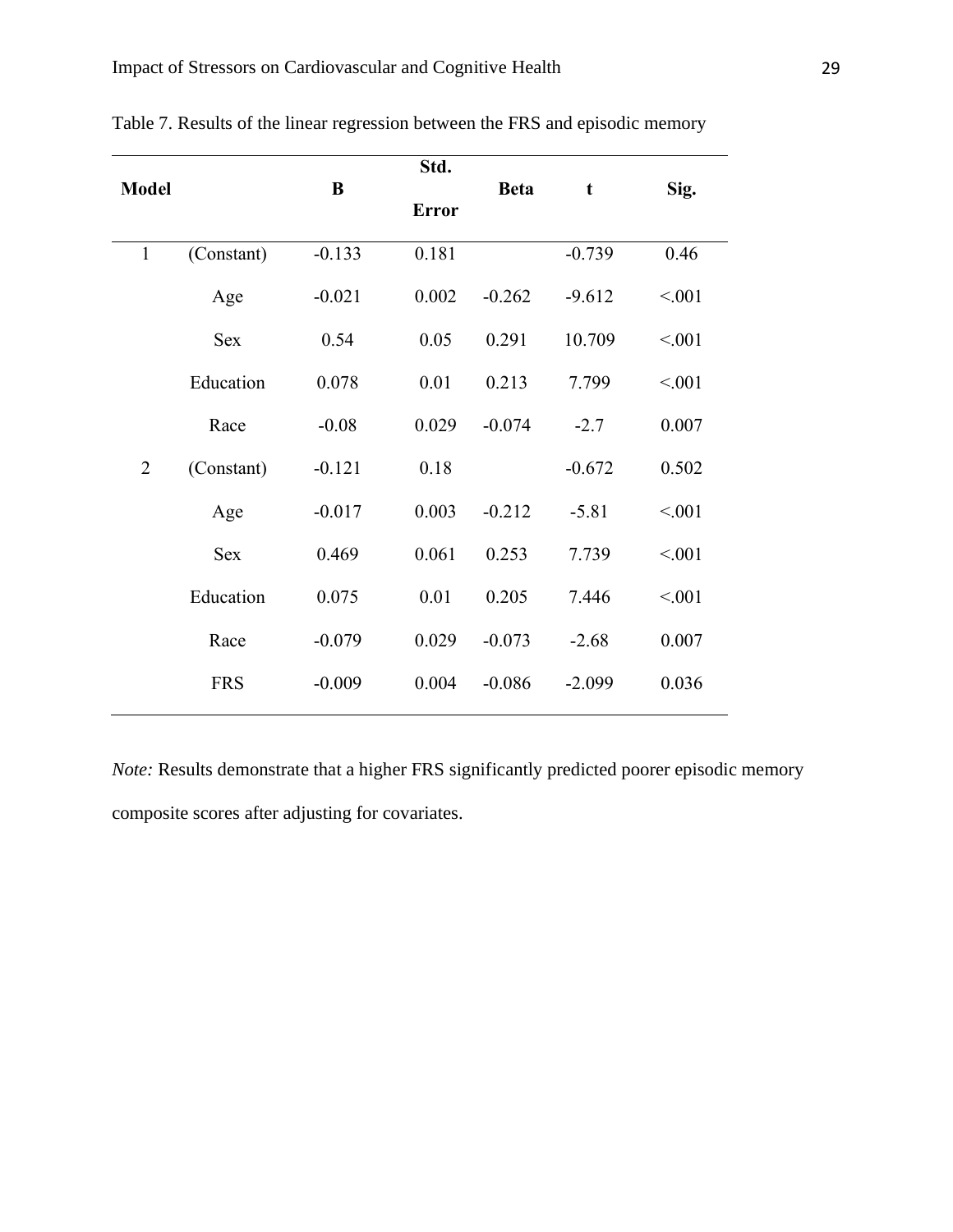Table 7. Results of the linear regression between the FRS and episodic memory

| Model | | B | Std. Error | Beta | t | Sig. |
|---|---|---|---|---|---|---|
| 1 | (Constant) | -0.133 | 0.181 | | -0.739 | 0.46 |
| | Age | -0.021 | 0.002 | -0.262 | -9.612 | <.001 |
| | Sex | 0.54 | 0.05 | 0.291 | 10.709 | <.001 |
| | Education | 0.078 | 0.01 | 0.213 | 7.799 | <.001 |
| | Race | -0.08 | 0.029 | -0.074 | -2.7 | 0.007 |
| 2 | (Constant) | -0.121 | 0.18 | | -0.672 | 0.502 |
| | Age | -0.017 | 0.003 | -0.212 | -5.81 | <.001 |
| | Sex | 0.469 | 0.061 | 0.253 | 7.739 | <.001 |
| | Education | 0.075 | 0.01 | 0.205 | 7.446 | <.001 |
| | Race | -0.079 | 0.029 | -0.073 | -2.68 | 0.007 |
| | FRS | -0.009 | 0.004 | -0.086 | -2.099 | 0.036 |

*Note:* Results demonstrate that a higher FRS significantly predicted poorer episodic memory composite scores after adjusting for covariates.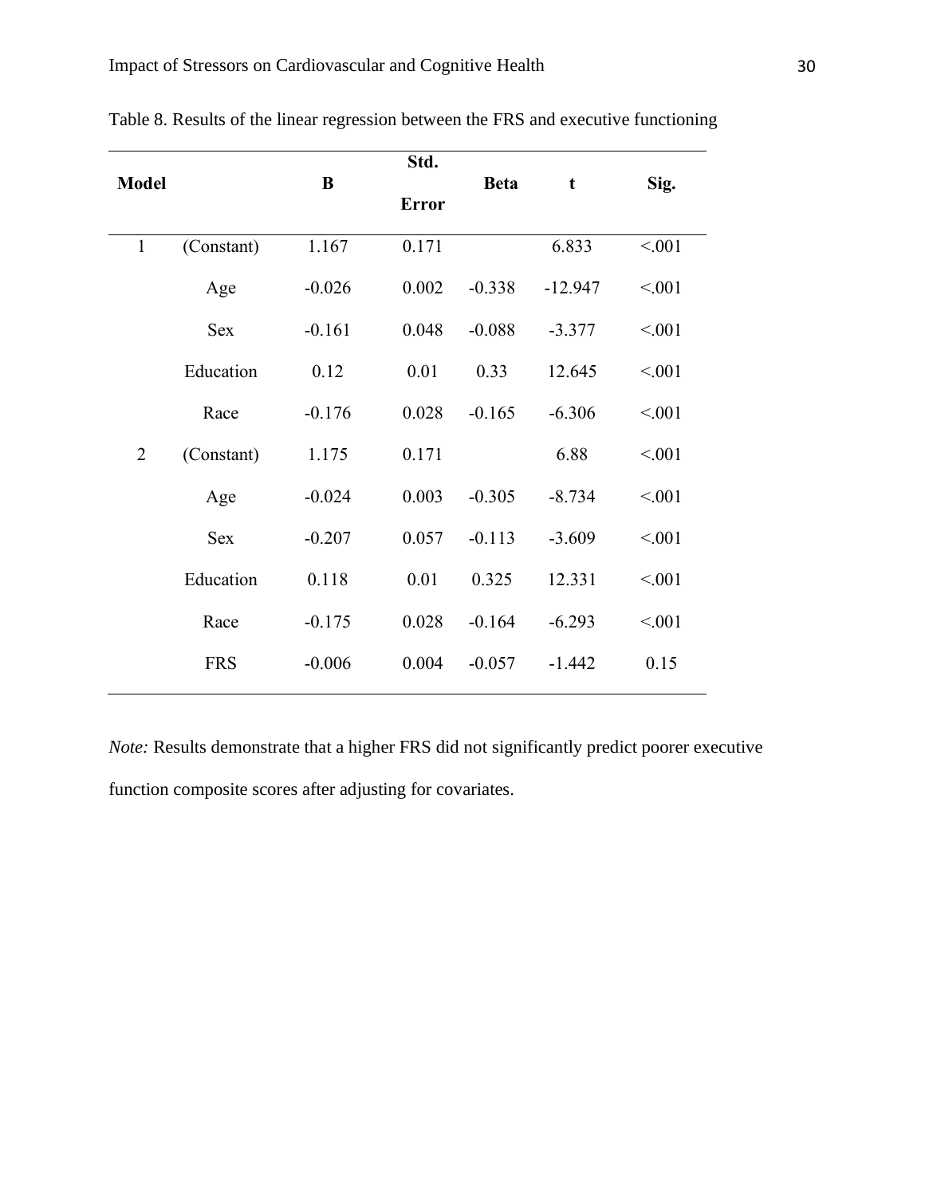Table 8. Results of the linear regression between the FRS and executive functioning

| Model | | B | Std. Error | Beta | t | Sig. |
|---|---|---|---|---|---|---|
| 1 | (Constant) | 1.167 | 0.171 | | 6.833 | <.001 |
| | Age | -0.026 | 0.002 | -0.338 | -12.947 | <.001 |
| | Sex | -0.161 | 0.048 | -0.088 | -3.377 | <.001 |
| | Education | 0.12 | 0.01 | 0.33 | 12.645 | <.001 |
| | Race | -0.176 | 0.028 | -0.165 | -6.306 | <.001 |
| 2 | (Constant) | 1.175 | 0.171 | | 6.88 | <.001 |
| | Age | -0.024 | 0.003 | -0.305 | -8.734 | <.001 |
| | Sex | -0.207 | 0.057 | -0.113 | -3.609 | <.001 |
| | Education | 0.118 | 0.01 | 0.325 | 12.331 | <.001 |
| | Race | -0.175 | 0.028 | -0.164 | -6.293 | <.001 |
| | FRS | -0.006 | 0.004 | -0.057 | -1.442 | 0.15 |

*Note:* Results demonstrate that a higher FRS did not significantly predict poorer executive function composite scores after adjusting for covariates.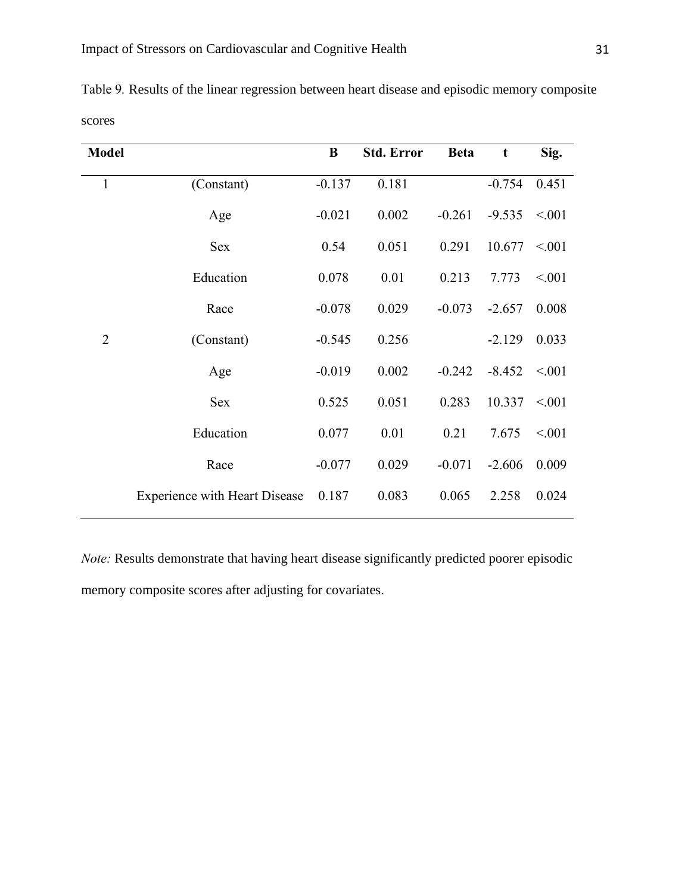Table 9. Results of the linear regression between heart disease and episodic memory composite scores

| Model | | B | Std. Error | Beta | t | Sig. |
|---|---|---|---|---|---|---|
| 1 | (Constant) | -0.137 | 0.181 | | -0.754 | 0.451 |
| | Age | -0.021 | 0.002 | -0.261 | -9.535 | <.001 |
| | Sex | 0.54 | 0.051 | 0.291 | 10.677 | <.001 |
| | Education | 0.078 | 0.01 | 0.213 | 7.773 | <.001 |
| | Race | -0.078 | 0.029 | -0.073 | -2.657 | 0.008 |
| 2 | (Constant) | -0.545 | 0.256 | | -2.129 | 0.033 |
| | Age | -0.019 | 0.002 | -0.242 | -8.452 | <.001 |
| | Sex | 0.525 | 0.051 | 0.283 | 10.337 | <.001 |
| | Education | 0.077 | 0.01 | 0.21 | 7.675 | <.001 |
| | Race | -0.077 | 0.029 | -0.071 | -2.606 | 0.009 |
| | Experience with Heart Disease | 0.187 | 0.083 | 0.065 | 2.258 | 0.024 |

*Note:* Results demonstrate that having heart disease significantly predicted poorer episodic memory composite scores after adjusting for covariates.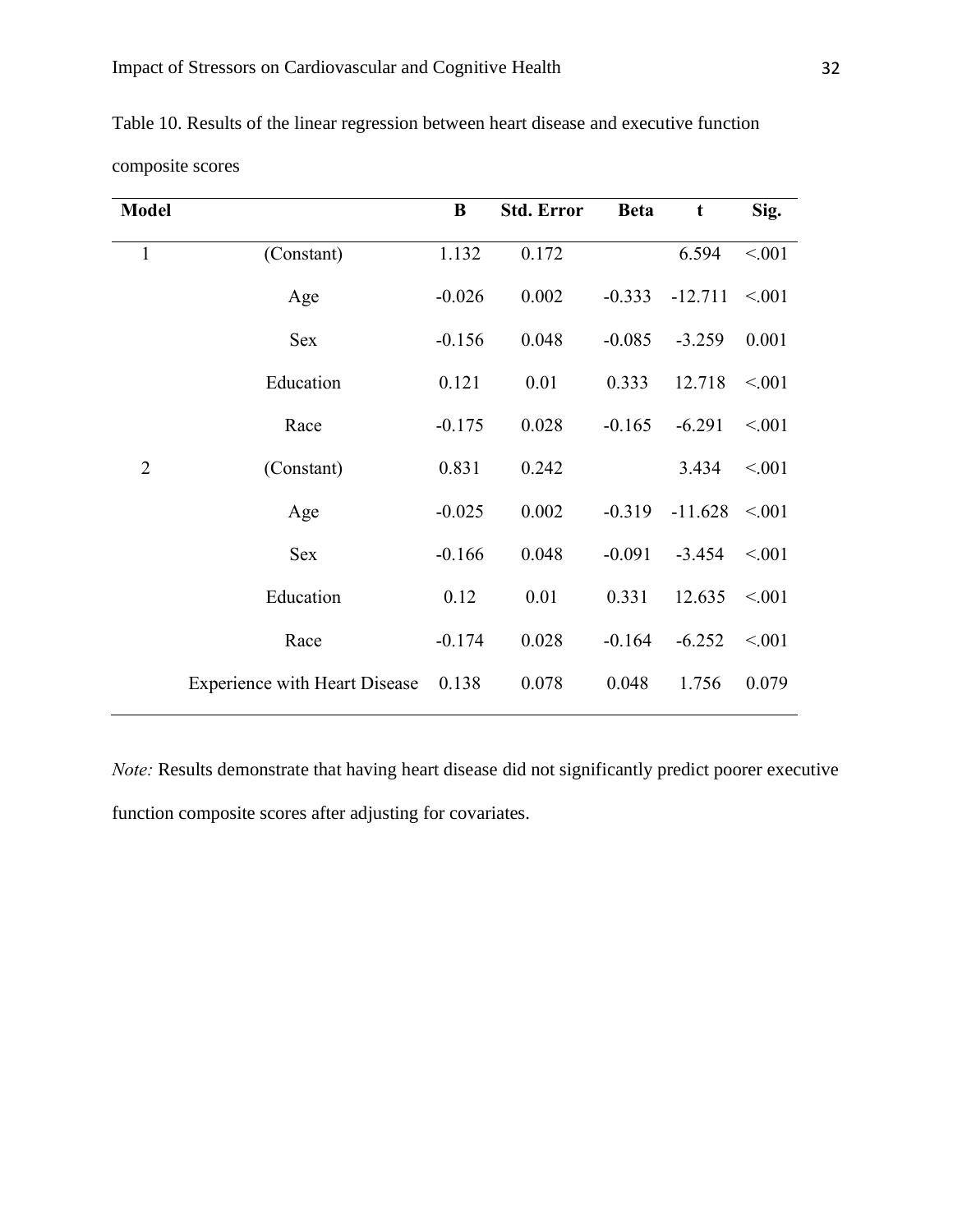Table 10. Results of the linear regression between heart disease and executive function composite scores

| Model | | B | Std. Error | Beta | t | Sig. |
|---|---|---|---|---|---|---|
| 1 | (Constant) | 1.132 | 0.172 | | 6.594 | <.001 |
| | Age | -0.026 | 0.002 | -0.333 | -12.711 | <.001 |
| | Sex | -0.156 | 0.048 | -0.085 | -3.259 | 0.001 |
| | Education | 0.121 | 0.01 | 0.333 | 12.718 | <.001 |
| | Race | -0.175 | 0.028 | -0.165 | -6.291 | <.001 |
| 2 | (Constant) | 0.831 | 0.242 | | 3.434 | <.001 |
| | Age | -0.025 | 0.002 | -0.319 | -11.628 | <.001 |
| | Sex | -0.166 | 0.048 | -0.091 | -3.454 | <.001 |
| | Education | 0.12 | 0.01 | 0.331 | 12.635 | <.001 |
| | Race | -0.174 | 0.028 | -0.164 | -6.252 | <.001 |
| | Experience with Heart Disease | 0.138 | 0.078 | 0.048 | 1.756 | 0.079 |

*Note:* Results demonstrate that having heart disease did not significantly predict poorer executive function composite scores after adjusting for covariates.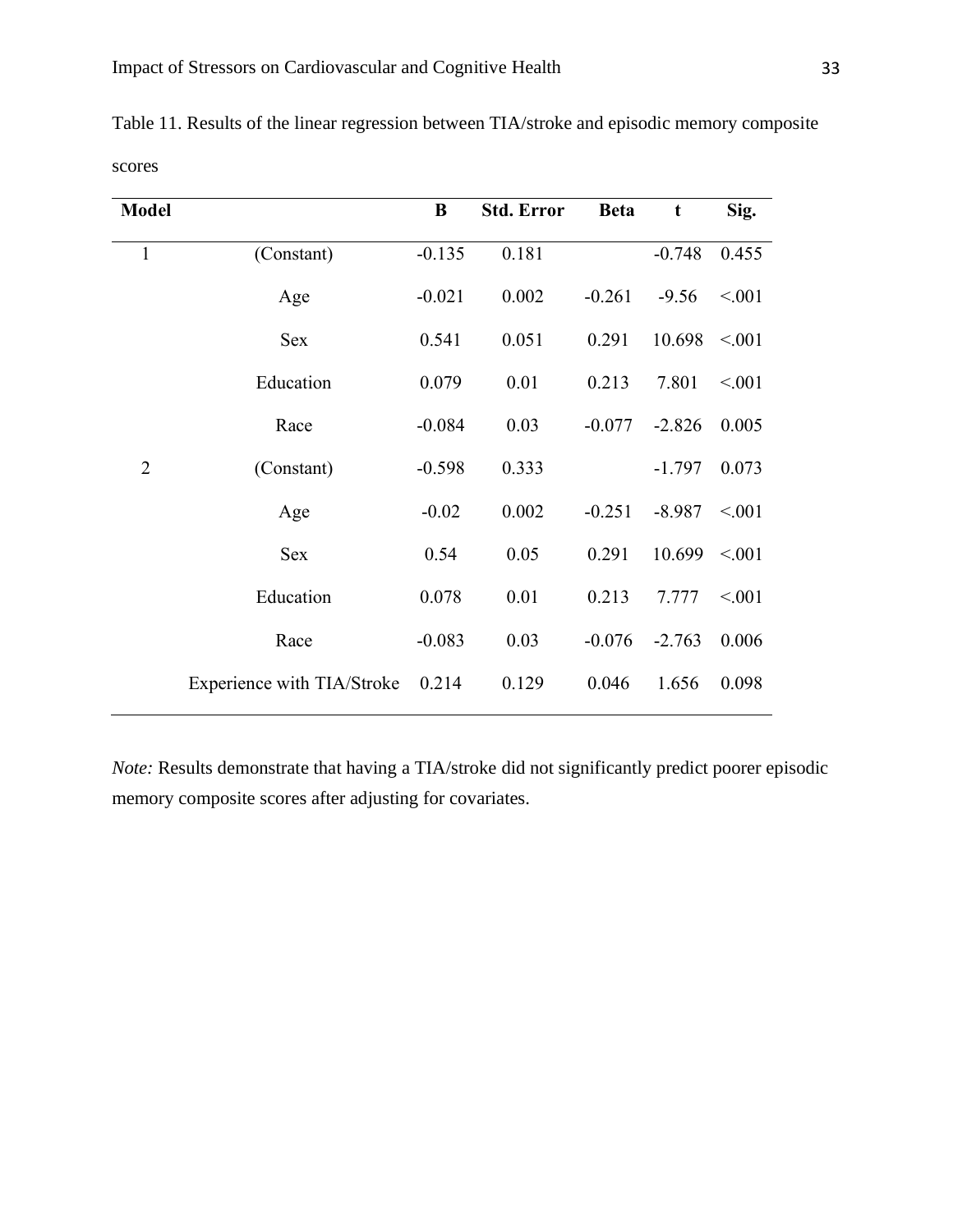Table 11. Results of the linear regression between TIA/stroke and episodic memory composite scores

| Model | | B | Std. Error | Beta | t | Sig. |
|---|---|---|---|---|---|---|
| 1 | (Constant) | -0.135 | 0.181 | | -0.748 | 0.455 |
| | Age | -0.021 | 0.002 | -0.261 | -9.56 | <.001 |
| | Sex | 0.541 | 0.051 | 0.291 | 10.698 | <.001 |
| | Education | 0.079 | 0.01 | 0.213 | 7.801 | <.001 |
| | Race | -0.084 | 0.03 | -0.077 | -2.826 | 0.005 |
| 2 | (Constant) | -0.598 | 0.333 | | -1.797 | 0.073 |
| | Age | -0.02 | 0.002 | -0.251 | -8.987 | <.001 |
| | Sex | 0.54 | 0.05 | 0.291 | 10.699 | <.001 |
| | Education | 0.078 | 0.01 | 0.213 | 7.777 | <.001 |
| | Race | -0.083 | 0.03 | -0.076 | -2.763 | 0.006 |
| | Experience with TIA/Stroke | 0.214 | 0.129 | 0.046 | 1.656 | 0.098 |

*Note:* Results demonstrate that having a TIA/stroke did not significantly predict poorer episodic memory composite scores after adjusting for covariates.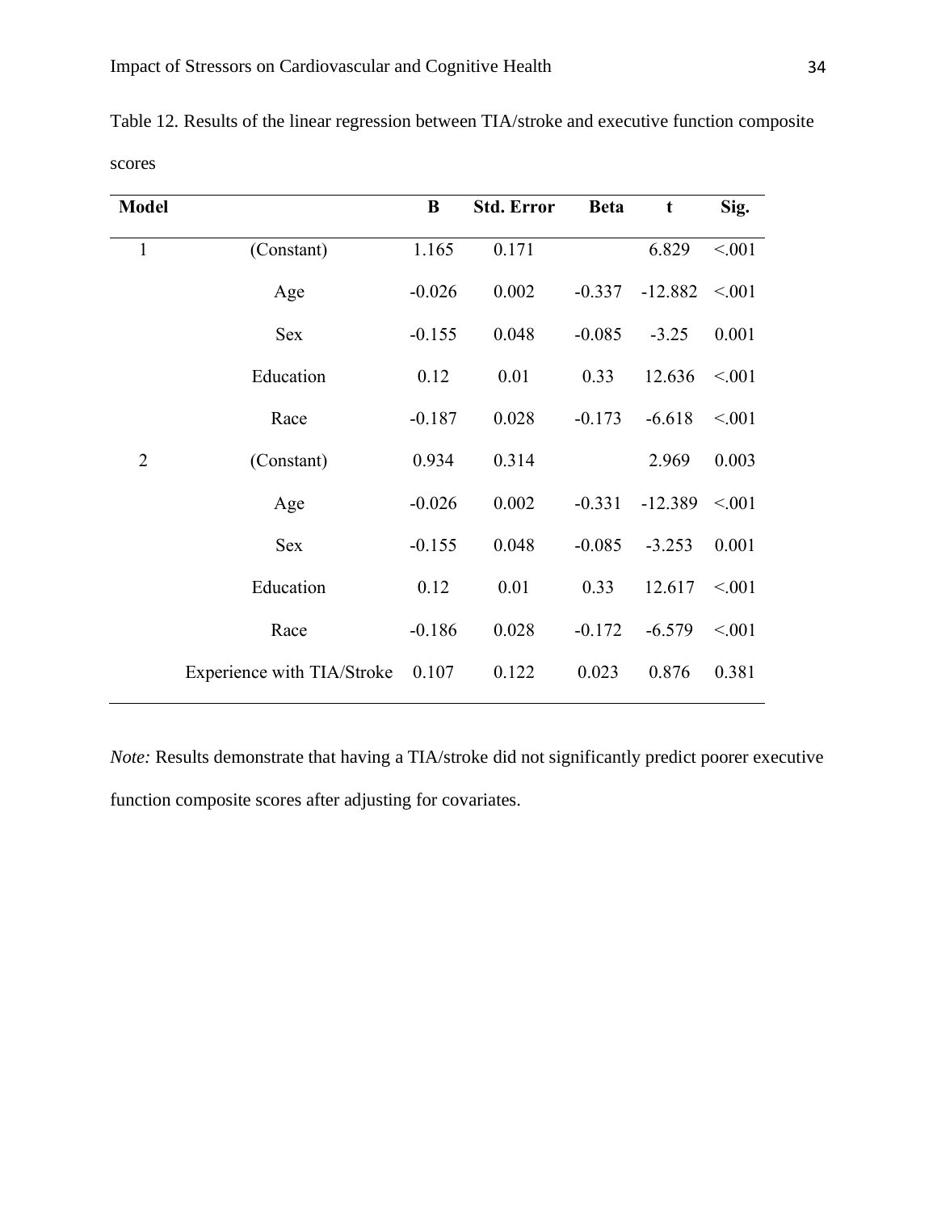Table 12. Results of the linear regression between TIA/stroke and executive function composite scores

| Model | | B | Std. Error | Beta | t | Sig. |
|---|---|---|---|---|---|---|
| 1 | (Constant) | 1.165 | 0.171 | | 6.829 | <.001 |
| | Age | -0.026 | 0.002 | -0.337 | -12.882 | <.001 |
| | Sex | -0.155 | 0.048 | -0.085 | -3.25 | 0.001 |
| | Education | 0.12 | 0.01 | 0.33 | 12.636 | <.001 |
| | Race | -0.187 | 0.028 | -0.173 | -6.618 | <.001 |
| 2 | (Constant) | 0.934 | 0.314 | | 2.969 | 0.003 |
| | Age | -0.026 | 0.002 | -0.331 | -12.389 | <.001 |
| | Sex | -0.155 | 0.048 | -0.085 | -3.253 | 0.001 |
| | Education | 0.12 | 0.01 | 0.33 | 12.617 | <.001 |
| | Race | -0.186 | 0.028 | -0.172 | -6.579 | <.001 |
| | Experience with TIA/Stroke | 0.107 | 0.122 | 0.023 | 0.876 | 0.381 |

*Note:* Results demonstrate that having a TIA/stroke did not significantly predict poorer executive function composite scores after adjusting for covariates.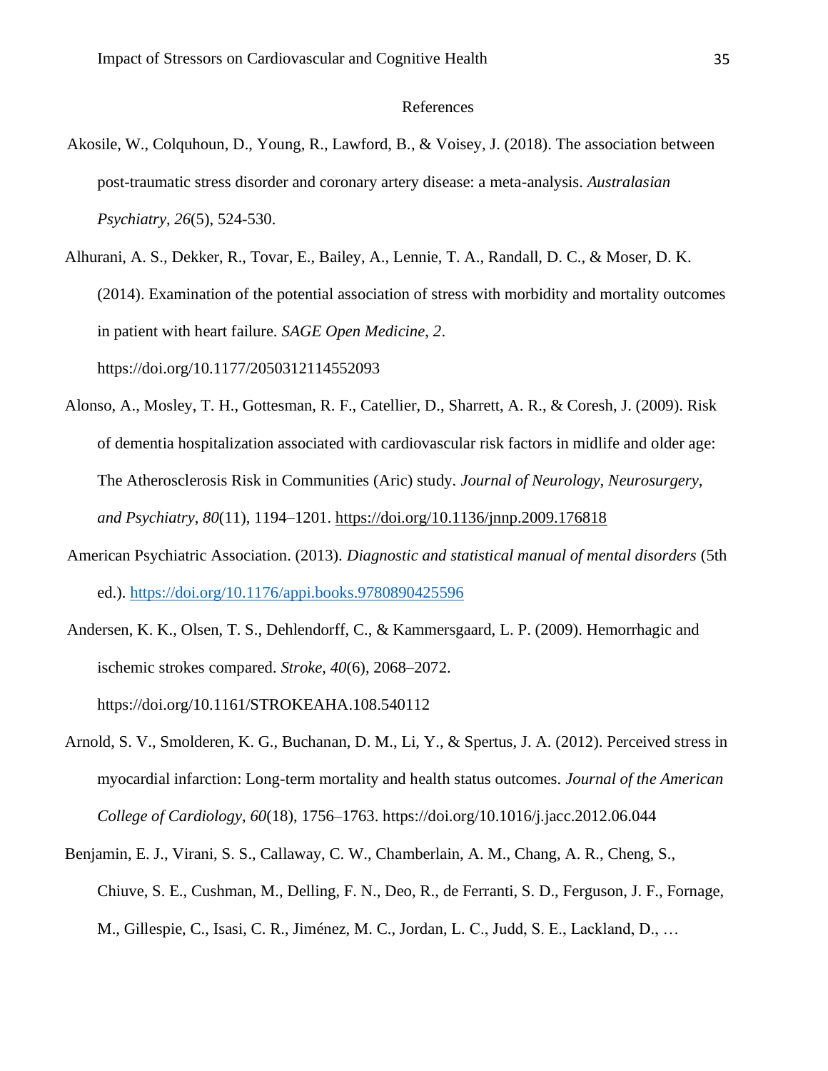# References

Akosile, W., Colquhoun, D., Young, R., Lawford, B., & Voisey, J. (2018). The association between post-traumatic stress disorder and coronary artery disease: a meta-analysis. *Australasian Psychiatry*, *26*(5), 524-530.

Alhurani, A. S., Dekker, R., Tovar, E., Bailey, A., Lennie, T. A., Randall, D. C., & Moser, D. K. (2014). Examination of the potential association of stress with morbidity and mortality outcomes in patient with heart failure. *SAGE Open Medicine*, *2*. https://doi.org/10.1177/2050312114552093

Alonso, A., Mosley, T. H., Gottesman, R. F., Catellier, D., Sharrett, A. R., & Coresh, J. (2009). Risk of dementia hospitalization associated with cardiovascular risk factors in midlife and older age: The Atherosclerosis Risk in Communities (Aric) study. *Journal of Neurology*, *Neurosurgery, and Psychiatry*, *80*(11), 1194–1201. https://doi.org/10.1136/jnnp.2009.176818

American Psychiatric Association. (2013). *Diagnostic and statistical manual of mental disorders* (5th ed.). https://doi.org/10.1176/appi.books.9780890425596

Andersen, K. K., Olsen, T. S., Dehlendorff, C., & Kammersgaard, L. P. (2009). Hemorrhagic and ischemic strokes compared. *Stroke*, *40*(6), 2068–2072. https://doi.org/10.1161/STROKEAHA.108.540112

Arnold, S. V., Smolderen, K. G., Buchanan, D. M., Li, Y., & Spertus, J. A. (2012). Perceived stress in myocardial infarction: Long-term mortality and health status outcomes. *Journal of the American College of Cardiology*, *60*(18), 1756–1763. https://doi.org/10.1016/j.jacc.2012.06.044

Benjamin, E. J., Virani, S. S., Callaway, C. W., Chamberlain, A. M., Chang, A. R., Cheng, S., Chiuve, S. E., Cushman, M., Delling, F. N., Deo, R., de Ferranti, S. D., Ferguson, J. F., Fornage, M., Gillespie, C., Isasi, C. R., Jiménez, M. C., Jordan, L. C., Judd, S. E., Lackland, D., …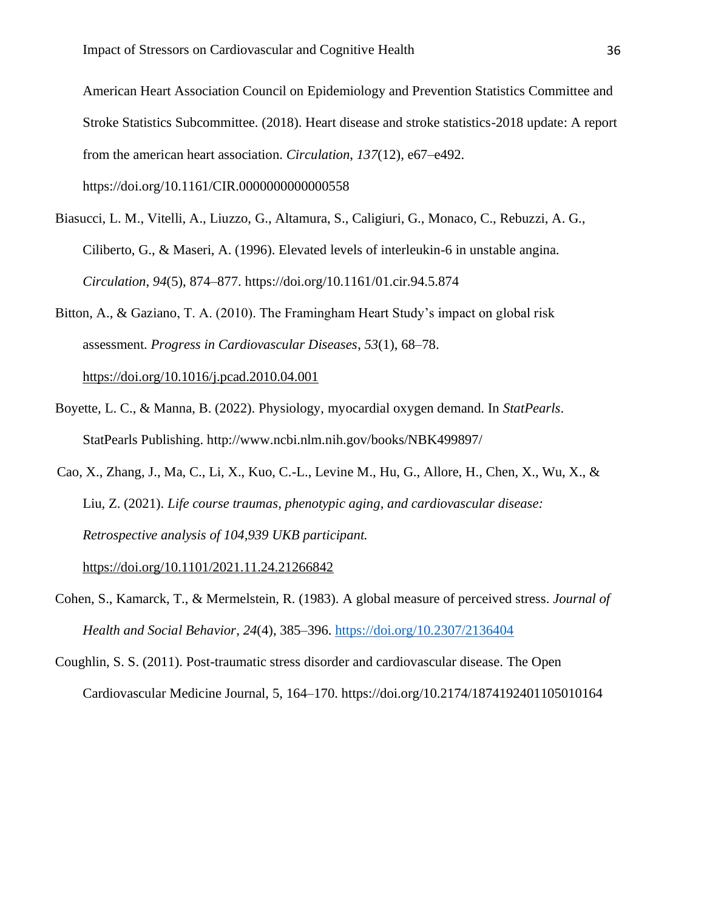American Heart Association Council on Epidemiology and Prevention Statistics Committee and Stroke Statistics Subcommittee. (2018). Heart disease and stroke statistics-2018 update: A report from the american heart association. *Circulation*, *137*(12), e67–e492. https://doi.org/10.1161/CIR.0000000000000558

Biasucci, L. M., Vitelli, A., Liuzzo, G., Altamura, S., Caligiuri, G., Monaco, C., Rebuzzi, A. G., Ciliberto, G., & Maseri, A. (1996). Elevated levels of interleukin-6 in unstable angina. *Circulation*, *94*(5), 874–877. https://doi.org/10.1161/01.cir.94.5.874

Bitton, A., & Gaziano, T. A. (2010). The Framingham Heart Study's impact on global risk assessment. *Progress in Cardiovascular Diseases*, *53*(1), 68–78. https://doi.org/10.1016/j.pcad.2010.04.001

Boyette, L. C., & Manna, B. (2022). Physiology, myocardial oxygen demand. In *StatPearls*. StatPearls Publishing. http://www.ncbi.nlm.nih.gov/books/NBK499897/

Cao, X., Zhang, J., Ma, C., Li, X., Kuo, C.-L., Levine M., Hu, G., Allore, H., Chen, X., Wu, X., & Liu, Z. (2021). *Life course traumas, phenotypic aging, and cardiovascular disease: Retrospective analysis of 104,939 UKB participant.* https://doi.org/10.1101/2021.11.24.21266842

Cohen, S., Kamarck, T., & Mermelstein, R. (1983). A global measure of perceived stress. *Journal of Health and Social Behavior*, *24*(4), 385–396. https://doi.org/10.2307/2136404

Coughlin, S. S. (2011). Post-traumatic stress disorder and cardiovascular disease. The Open Cardiovascular Medicine Journal, 5, 164–170. https://doi.org/10.2174/1874192401105010164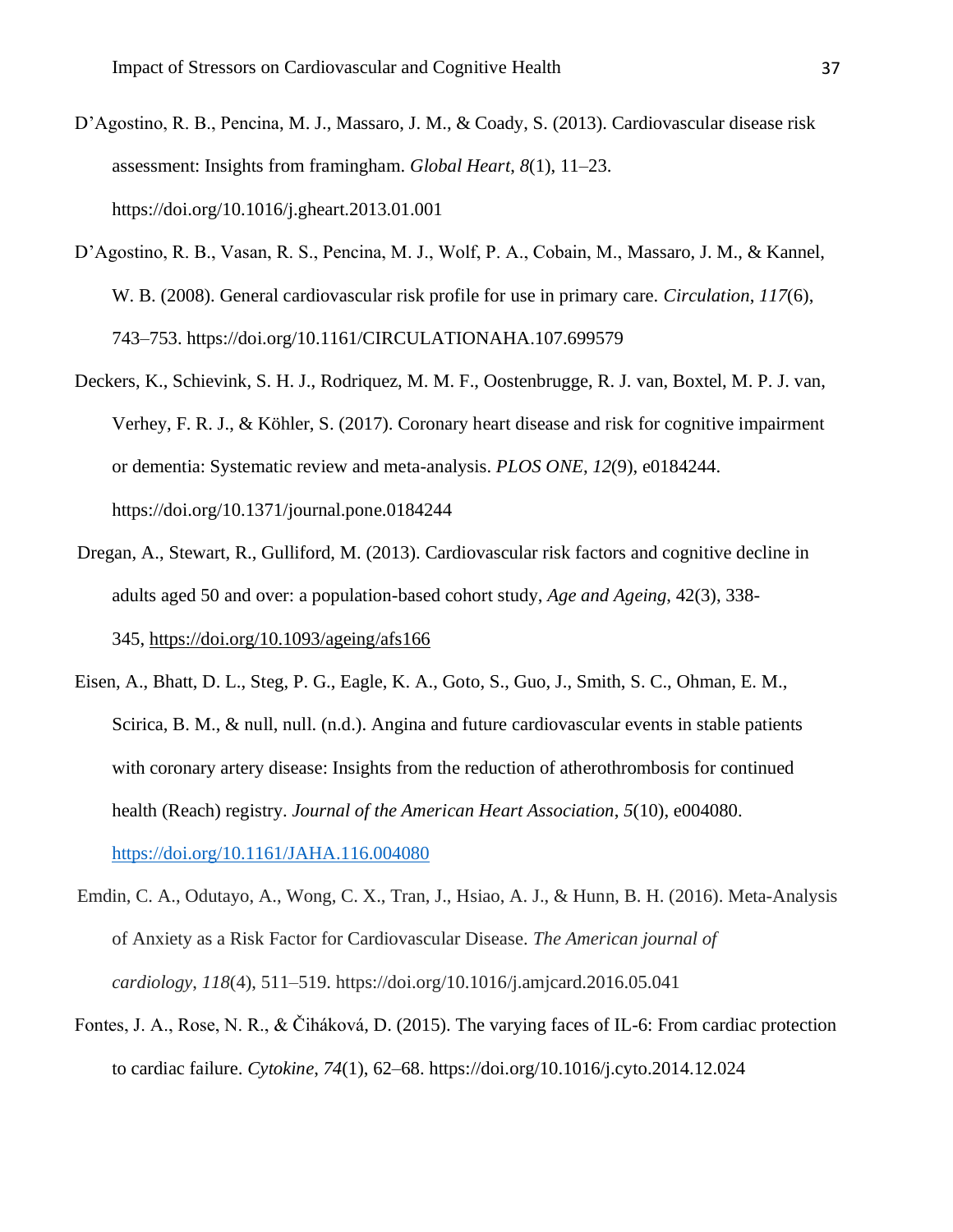D'Agostino, R. B., Pencina, M. J., Massaro, J. M., & Coady, S. (2013). Cardiovascular disease risk assessment: Insights from framingham. *Global Heart*, *8*(1), 11–23. https://doi.org/10.1016/j.gheart.2013.01.001

D'Agostino, R. B., Vasan, R. S., Pencina, M. J., Wolf, P. A., Cobain, M., Massaro, J. M., & Kannel, W. B. (2008). General cardiovascular risk profile for use in primary care. *Circulation*, *117*(6), 743–753. https://doi.org/10.1161/CIRCULATIONAHA.107.699579

Deckers, K., Schievink, S. H. J., Rodriquez, M. M. F., Oostenbrugge, R. J. van, Boxtel, M. P. J. van, Verhey, F. R. J., & Köhler, S. (2017). Coronary heart disease and risk for cognitive impairment or dementia: Systematic review and meta-analysis. *PLOS ONE*, *12*(9), e0184244. https://doi.org/10.1371/journal.pone.0184244

Dregan, A., Stewart, R., Gulliford, M. (2013). Cardiovascular risk factors and cognitive decline in adults aged 50 and over: a population-based cohort study, *Age and Ageing*, 42(3), 338-345, https://doi.org/10.1093/ageing/afs166

Eisen, A., Bhatt, D. L., Steg, P. G., Eagle, K. A., Goto, S., Guo, J., Smith, S. C., Ohman, E. M., Scirica, B. M., & null, null. (n.d.). Angina and future cardiovascular events in stable patients with coronary artery disease: Insights from the reduction of atherothrombosis for continued health (Reach) registry. *Journal of the American Heart Association*, *5*(10), e004080. https://doi.org/10.1161/JAHA.116.004080

Emdin, C. A., Odutayo, A., Wong, C. X., Tran, J., Hsiao, A. J., & Hunn, B. H. (2016). Meta-Analysis of Anxiety as a Risk Factor for Cardiovascular Disease. *The American journal of cardiology*, *118*(4), 511–519. https://doi.org/10.1016/j.amjcard.2016.05.041

Fontes, J. A., Rose, N. R., & Čiháková, D. (2015). The varying faces of IL-6: From cardiac protection to cardiac failure. *Cytokine*, *74*(1), 62–68. https://doi.org/10.1016/j.cyto.2014.12.024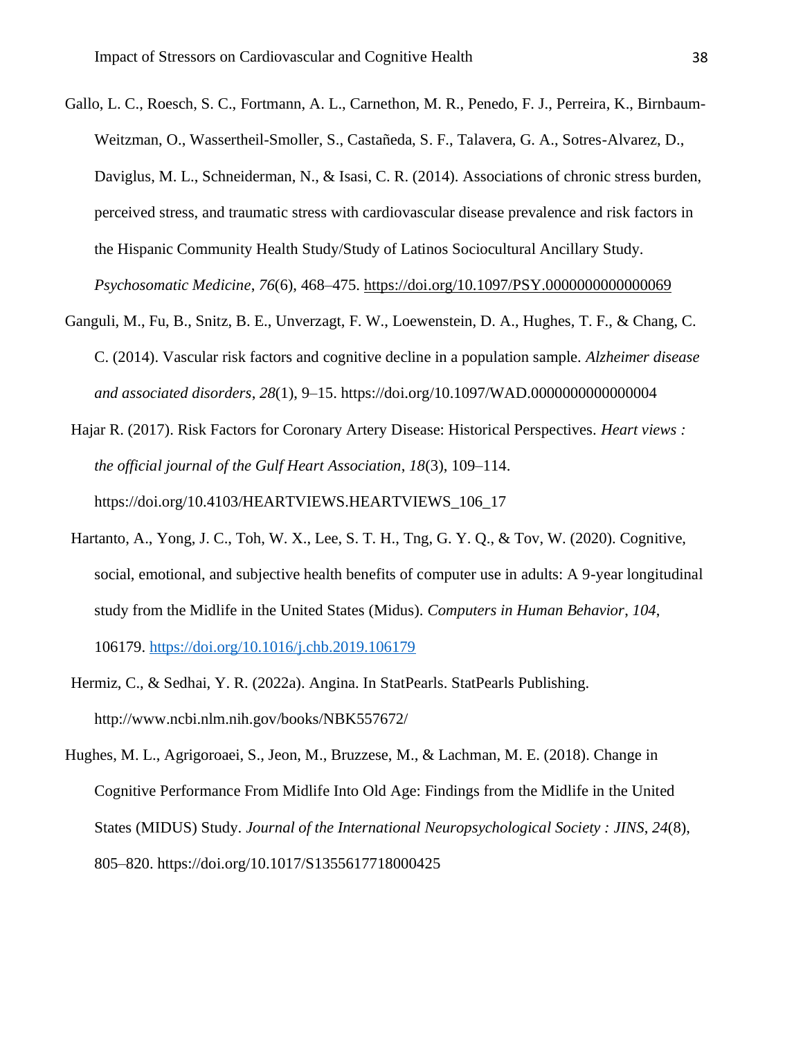Gallo, L. C., Roesch, S. C., Fortmann, A. L., Carnethon, M. R., Penedo, F. J., Perreira, K., Birnbaum-Weitzman, O., Wassertheil-Smoller, S., Castañeda, S. F., Talavera, G. A., Sotres-Alvarez, D., Daviglus, M. L., Schneiderman, N., & Isasi, C. R. (2014). Associations of chronic stress burden, perceived stress, and traumatic stress with cardiovascular disease prevalence and risk factors in the Hispanic Community Health Study/Study of Latinos Sociocultural Ancillary Study. *Psychosomatic Medicine*, *76*(6), 468–475. https://doi.org/10.1097/PSY.0000000000000069

Ganguli, M., Fu, B., Snitz, B. E., Unverzagt, F. W., Loewenstein, D. A., Hughes, T. F., & Chang, C. C. (2014). Vascular risk factors and cognitive decline in a population sample. *Alzheimer disease and associated disorders*, *28*(1), 9–15. https://doi.org/10.1097/WAD.0000000000000004

Hajar R. (2017). Risk Factors for Coronary Artery Disease: Historical Perspectives. *Heart views : the official journal of the Gulf Heart Association*, *18*(3), 109–114. https://doi.org/10.4103/HEARTVIEWS.HEARTVIEWS_106_17

Hartanto, A., Yong, J. C., Toh, W. X., Lee, S. T. H., Tng, G. Y. Q., & Tov, W. (2020). Cognitive, social, emotional, and subjective health benefits of computer use in adults: A 9-year longitudinal study from the Midlife in the United States (Midus). *Computers in Human Behavior*, *104*, 106179. https://doi.org/10.1016/j.chb.2019.106179

Hermiz, C., & Sedhai, Y. R. (2022a). Angina. In StatPearls. StatPearls Publishing. http://www.ncbi.nlm.nih.gov/books/NBK557672/

Hughes, M. L., Agrigoroaei, S., Jeon, M., Bruzzese, M., & Lachman, M. E. (2018). Change in Cognitive Performance From Midlife Into Old Age: Findings from the Midlife in the United States (MIDUS) Study. *Journal of the International Neuropsychological Society : JINS*, *24*(8), 805–820. https://doi.org/10.1017/S1355617718000425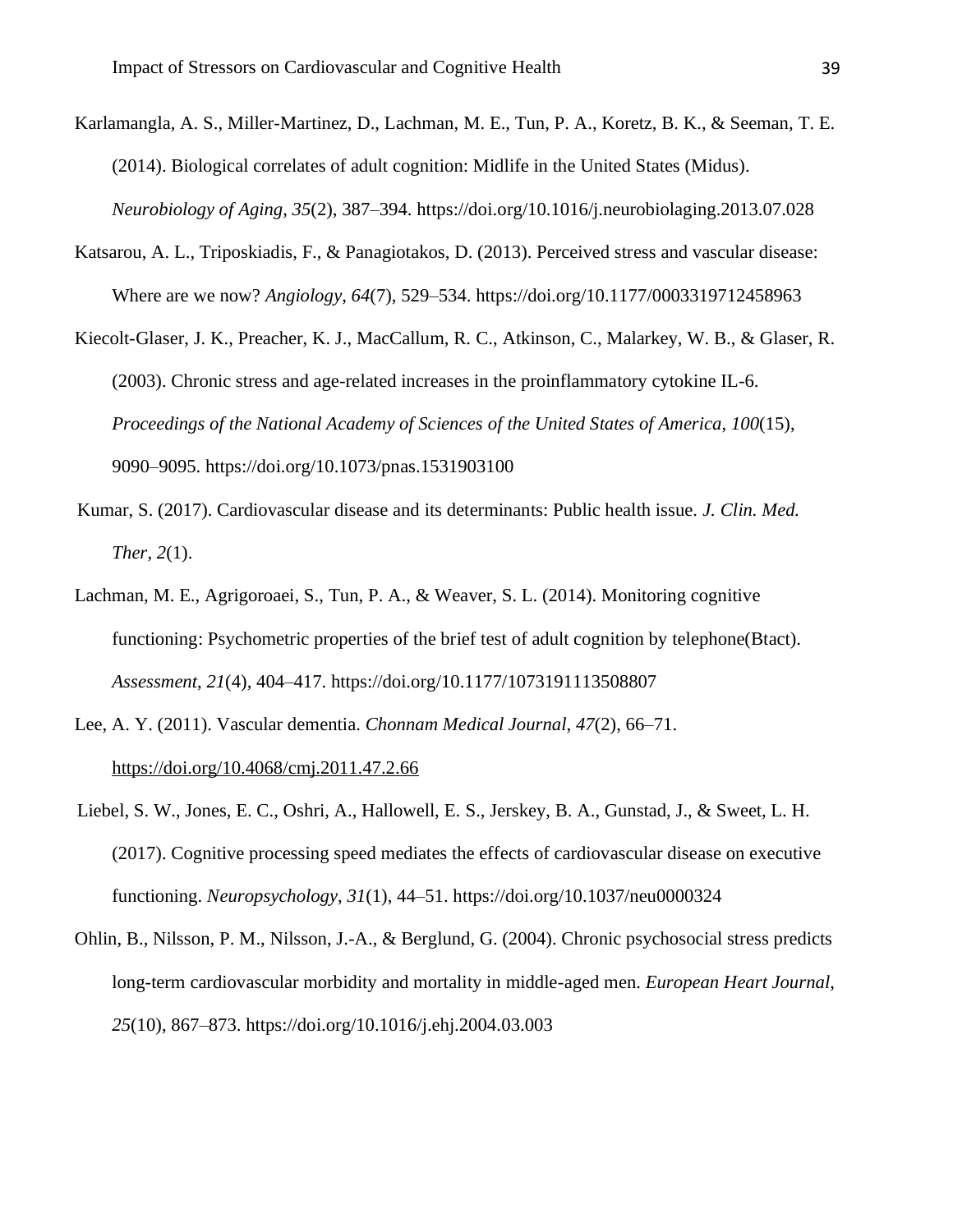Karlamangla, A. S., Miller-Martinez, D., Lachman, M. E., Tun, P. A., Koretz, B. K., & Seeman, T. E. (2014). Biological correlates of adult cognition: Midlife in the United States (Midus). *Neurobiology of Aging*, *35*(2), 387–394. https://doi.org/10.1016/j.neurobiolaging.2013.07.028

Katsarou, A. L., Triposkiadis, F., & Panagiotakos, D. (2013). Perceived stress and vascular disease: Where are we now? *Angiology*, *64*(7), 529–534. https://doi.org/10.1177/0003319712458963

Kiecolt-Glaser, J. K., Preacher, K. J., MacCallum, R. C., Atkinson, C., Malarkey, W. B., & Glaser, R. (2003). Chronic stress and age-related increases in the proinflammatory cytokine IL-6. *Proceedings of the National Academy of Sciences of the United States of America*, *100*(15), 9090–9095. https://doi.org/10.1073/pnas.1531903100

Kumar, S. (2017). Cardiovascular disease and its determinants: Public health issue. *J. Clin. Med. Ther*, *2*(1).

Lachman, M. E., Agrigoroaei, S., Tun, P. A., & Weaver, S. L. (2014). Monitoring cognitive functioning: Psychometric properties of the brief test of adult cognition by telephone(Btact). *Assessment*, *21*(4), 404–417. https://doi.org/10.1177/1073191113508807

Lee, A. Y. (2011). Vascular dementia. *Chonnam Medical Journal*, *47*(2), 66–71. https://doi.org/10.4068/cmj.2011.47.2.66

Liebel, S. W., Jones, E. C., Oshri, A., Hallowell, E. S., Jerskey, B. A., Gunstad, J., & Sweet, L. H. (2017). Cognitive processing speed mediates the effects of cardiovascular disease on executive functioning. *Neuropsychology*, *31*(1), 44–51. https://doi.org/10.1037/neu0000324

Ohlin, B., Nilsson, P. M., Nilsson, J.-A., & Berglund, G. (2004). Chronic psychosocial stress predicts long-term cardiovascular morbidity and mortality in middle-aged men. *European Heart Journal*, *25*(10), 867–873. https://doi.org/10.1016/j.ehj.2004.03.003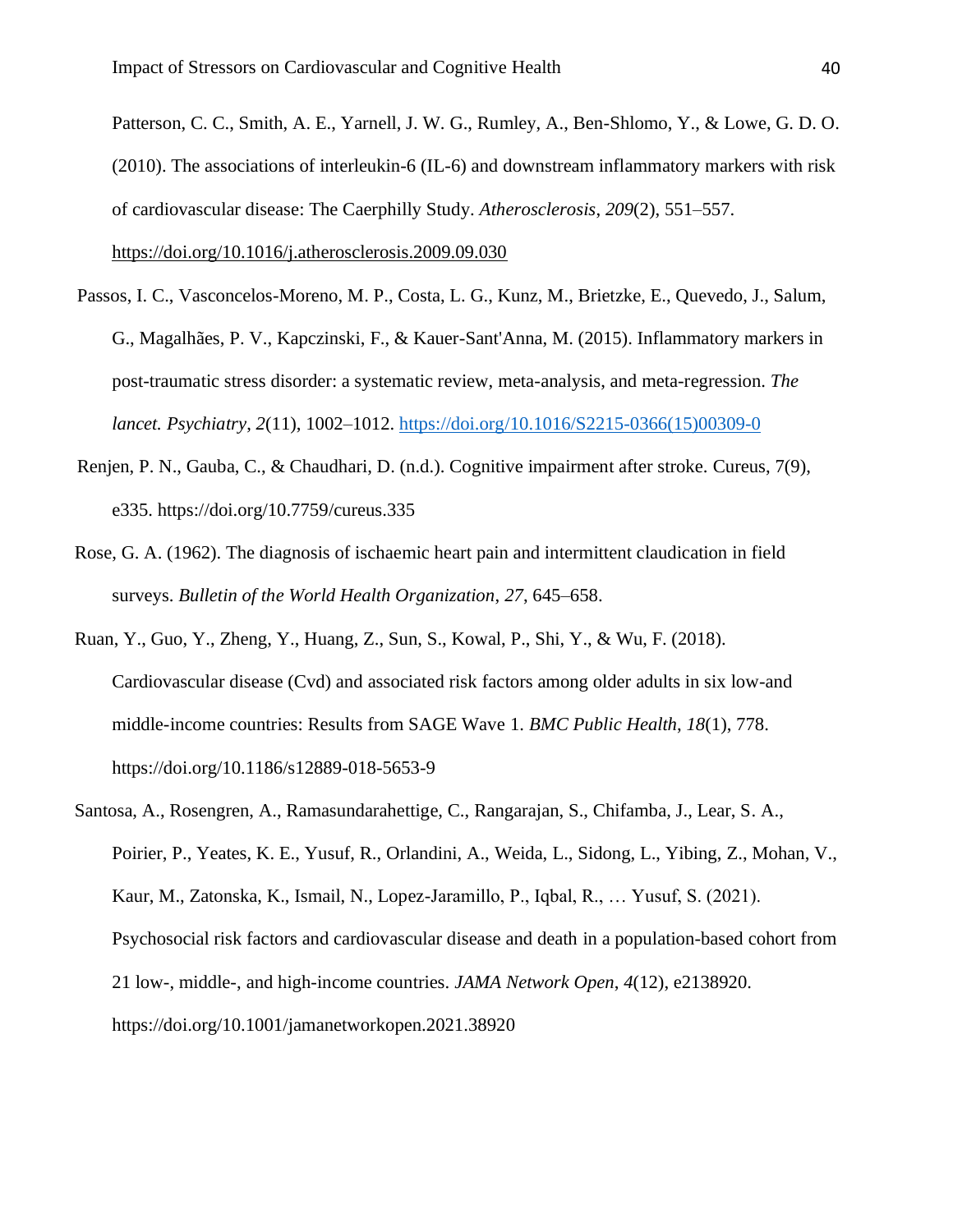Patterson, C. C., Smith, A. E., Yarnell, J. W. G., Rumley, A., Ben-Shlomo, Y., & Lowe, G. D. O. (2010). The associations of interleukin-6 (IL-6) and downstream inflammatory markers with risk of cardiovascular disease: The Caerphilly Study. *Atherosclerosis*, *209*(2), 551–557. https://doi.org/10.1016/j.atherosclerosis.2009.09.030

Passos, I. C., Vasconcelos-Moreno, M. P., Costa, L. G., Kunz, M., Brietzke, E., Quevedo, J., Salum, G., Magalhães, P. V., Kapczinski, F., & Kauer-Sant'Anna, M. (2015). Inflammatory markers in post-traumatic stress disorder: a systematic review, meta-analysis, and meta-regression. *The lancet. Psychiatry*, *2*(11), 1002–1012. https://doi.org/10.1016/S2215-0366(15)00309-0

Renjen, P. N., Gauba, C., & Chaudhari, D. (n.d.). Cognitive impairment after stroke. Cureus, 7(9), e335. https://doi.org/10.7759/cureus.335

Rose, G. A. (1962). The diagnosis of ischaemic heart pain and intermittent claudication in field surveys. *Bulletin of the World Health Organization*, *27*, 645–658.

Ruan, Y., Guo, Y., Zheng, Y., Huang, Z., Sun, S., Kowal, P., Shi, Y., & Wu, F. (2018). Cardiovascular disease (Cvd) and associated risk factors among older adults in six low-and middle-income countries: Results from SAGE Wave 1. *BMC Public Health*, *18*(1), 778. https://doi.org/10.1186/s12889-018-5653-9

Santosa, A., Rosengren, A., Ramasundarahettige, C., Rangarajan, S., Chifamba, J., Lear, S. A., Poirier, P., Yeates, K. E., Yusuf, R., Orlandini, A., Weida, L., Sidong, L., Yibing, Z., Mohan, V., Kaur, M., Zatonska, K., Ismail, N., Lopez-Jaramillo, P., Iqbal, R., … Yusuf, S. (2021). Psychosocial risk factors and cardiovascular disease and death in a population-based cohort from 21 low-, middle-, and high-income countries. *JAMA Network Open*, *4*(12), e2138920. https://doi.org/10.1001/jamanetworkopen.2021.38920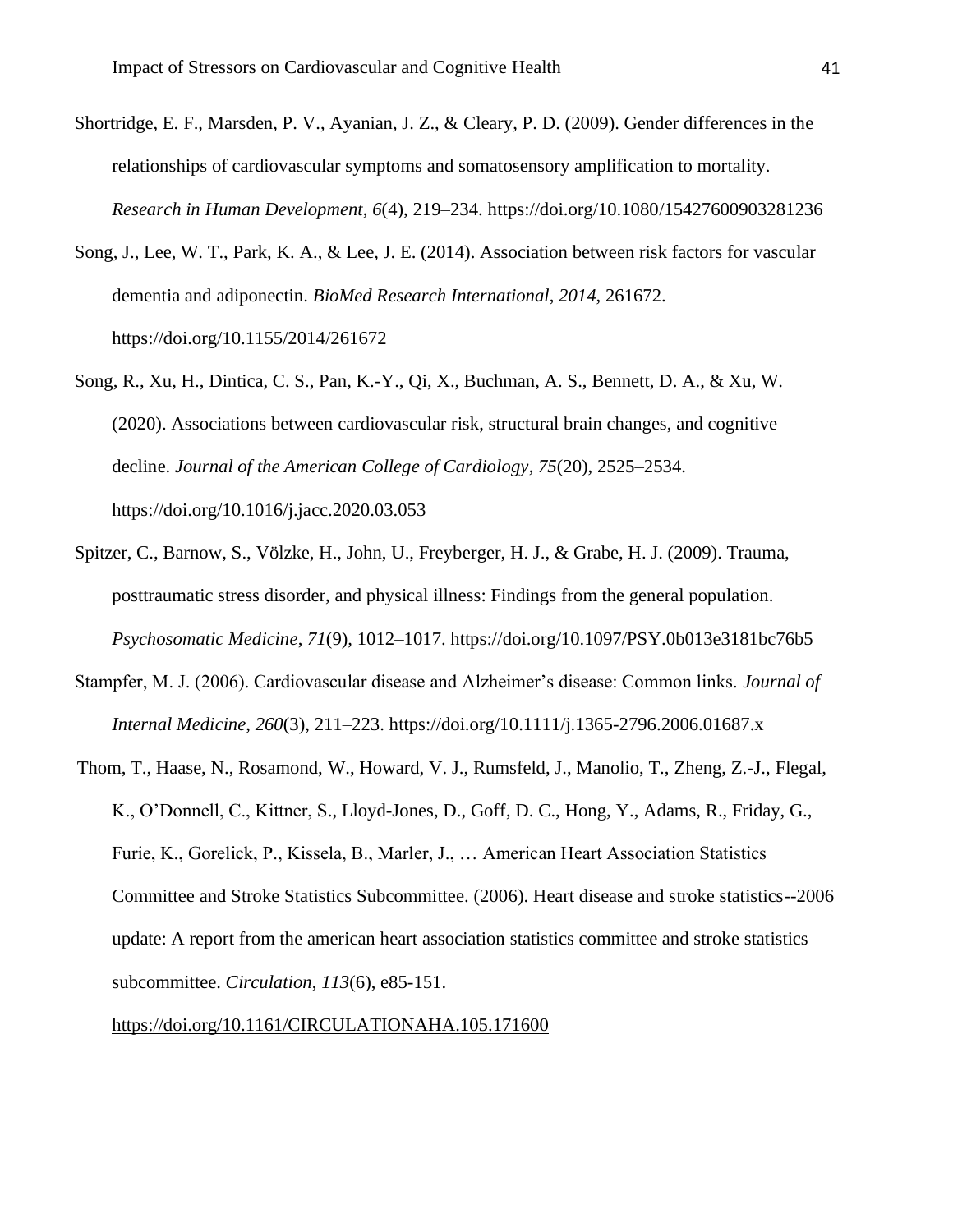Shortridge, E. F., Marsden, P. V., Ayanian, J. Z., & Cleary, P. D. (2009). Gender differences in the relationships of cardiovascular symptoms and somatosensory amplification to mortality. *Research in Human Development*, *6*(4), 219–234. https://doi.org/10.1080/15427600903281236

Song, J., Lee, W. T., Park, K. A., & Lee, J. E. (2014). Association between risk factors for vascular dementia and adiponectin. *BioMed Research International*, *2014*, 261672. https://doi.org/10.1155/2014/261672

Song, R., Xu, H., Dintica, C. S., Pan, K.-Y., Qi, X., Buchman, A. S., Bennett, D. A., & Xu, W. (2020). Associations between cardiovascular risk, structural brain changes, and cognitive decline. *Journal of the American College of Cardiology*, *75*(20), 2525–2534. https://doi.org/10.1016/j.jacc.2020.03.053

Spitzer, C., Barnow, S., Völzke, H., John, U., Freyberger, H. J., & Grabe, H. J. (2009). Trauma, posttraumatic stress disorder, and physical illness: Findings from the general population. *Psychosomatic Medicine*, *71*(9), 1012–1017. https://doi.org/10.1097/PSY.0b013e3181bc76b5

Stampfer, M. J. (2006). Cardiovascular disease and Alzheimer's disease: Common links. *Journal of Internal Medicine*, *260*(3), 211–223. https://doi.org/10.1111/j.1365-2796.2006.01687.x

Thom, T., Haase, N., Rosamond, W., Howard, V. J., Rumsfeld, J., Manolio, T., Zheng, Z.-J., Flegal, K., O'Donnell, C., Kittner, S., Lloyd-Jones, D., Goff, D. C., Hong, Y., Adams, R., Friday, G., Furie, K., Gorelick, P., Kissela, B., Marler, J., … American Heart Association Statistics Committee and Stroke Statistics Subcommittee. (2006). Heart disease and stroke statistics--2006 update: A report from the american heart association statistics committee and stroke statistics subcommittee. *Circulation*, *113*(6), e85-151. https://doi.org/10.1161/CIRCULATIONAHA.105.171600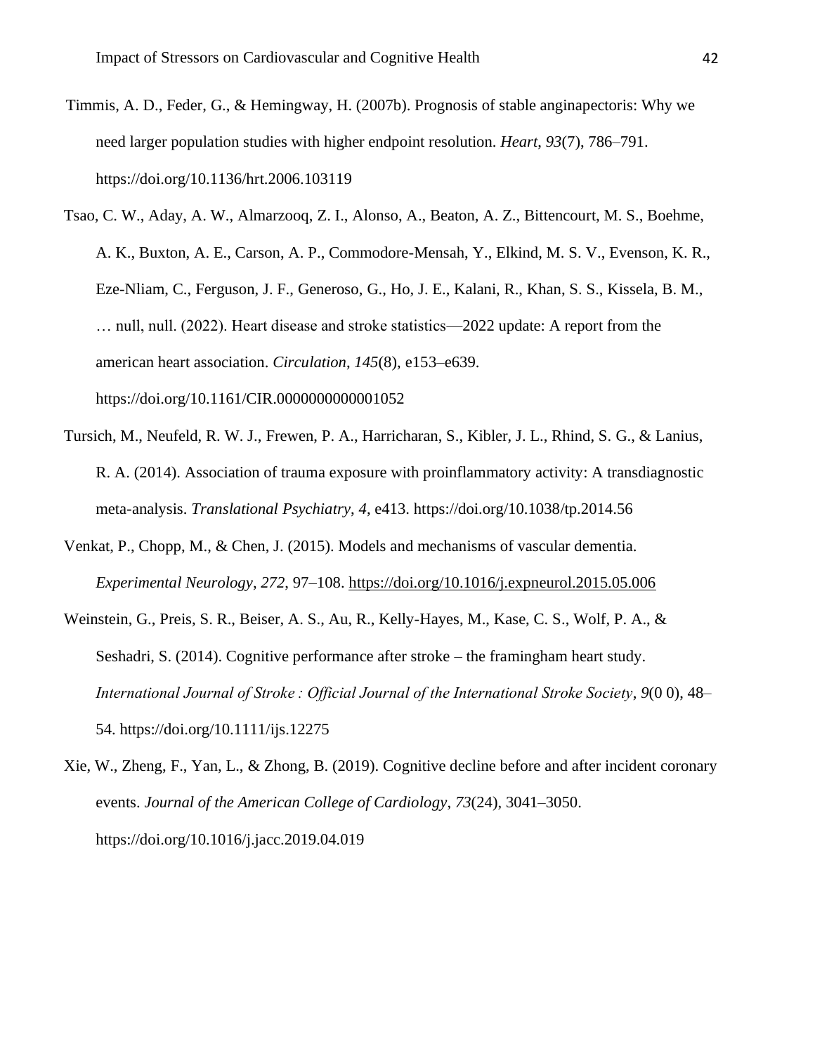Timmis, A. D., Feder, G., & Hemingway, H. (2007b). Prognosis of stable anginapectoris: Why we need larger population studies with higher endpoint resolution. *Heart*, *93*(7), 786–791. https://doi.org/10.1136/hrt.2006.103119

Tsao, C. W., Aday, A. W., Almarzooq, Z. I., Alonso, A., Beaton, A. Z., Bittencourt, M. S., Boehme, A. K., Buxton, A. E., Carson, A. P., Commodore-Mensah, Y., Elkind, M. S. V., Evenson, K. R., Eze-Nliam, C., Ferguson, J. F., Generoso, G., Ho, J. E., Kalani, R., Khan, S. S., Kissela, B. M., … null, null. (2022). Heart disease and stroke statistics—2022 update: A report from the american heart association. *Circulation*, *145*(8), e153–e639. https://doi.org/10.1161/CIR.0000000000001052

Tursich, M., Neufeld, R. W. J., Frewen, P. A., Harricharan, S., Kibler, J. L., Rhind, S. G., & Lanius, R. A. (2014). Association of trauma exposure with proinflammatory activity: A transdiagnostic meta-analysis. *Translational Psychiatry*, *4*, e413. https://doi.org/10.1038/tp.2014.56

Venkat, P., Chopp, M., & Chen, J. (2015). Models and mechanisms of vascular dementia. *Experimental Neurology*, *272*, 97–108. https://doi.org/10.1016/j.expneurol.2015.05.006

Weinstein, G., Preis, S. R., Beiser, A. S., Au, R., Kelly-Hayes, M., Kase, C. S., Wolf, P. A., & Seshadri, S. (2014). Cognitive performance after stroke – the framingham heart study. *International Journal of Stroke : Official Journal of the International Stroke Society*, *9*(0 0), 48–54. https://doi.org/10.1111/ijs.12275

Xie, W., Zheng, F., Yan, L., & Zhong, B. (2019). Cognitive decline before and after incident coronary events. *Journal of the American College of Cardiology*, *73*(24), 3041–3050. https://doi.org/10.1016/j.jacc.2019.04.019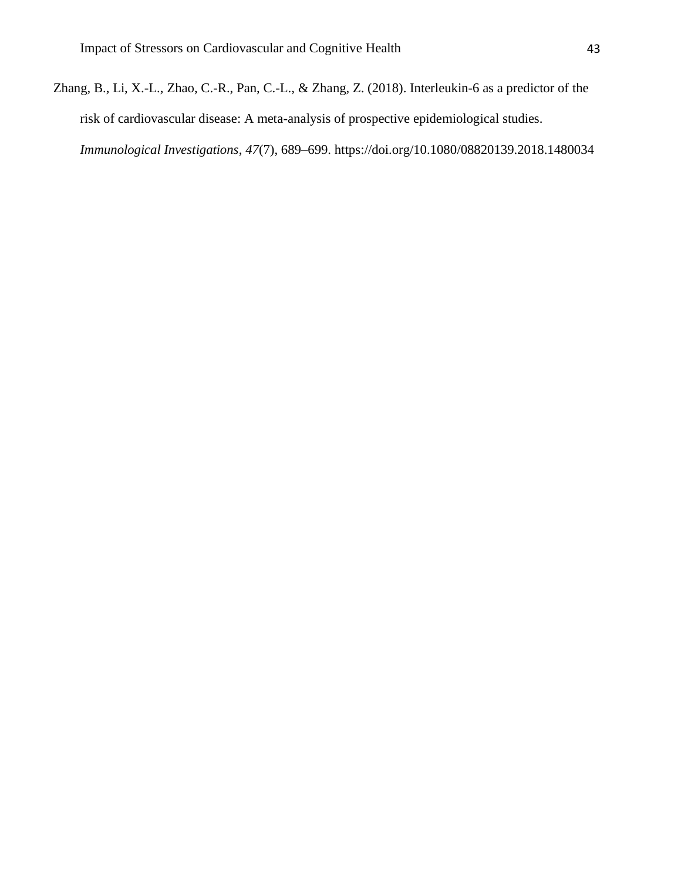Zhang, B., Li, X.-L., Zhao, C.-R., Pan, C.-L., & Zhang, Z. (2018). Interleukin-6 as a predictor of the risk of cardiovascular disease: A meta-analysis of prospective epidemiological studies. *Immunological Investigations*, *47*(7), 689–699. https://doi.org/10.1080/08820139.2018.1480034